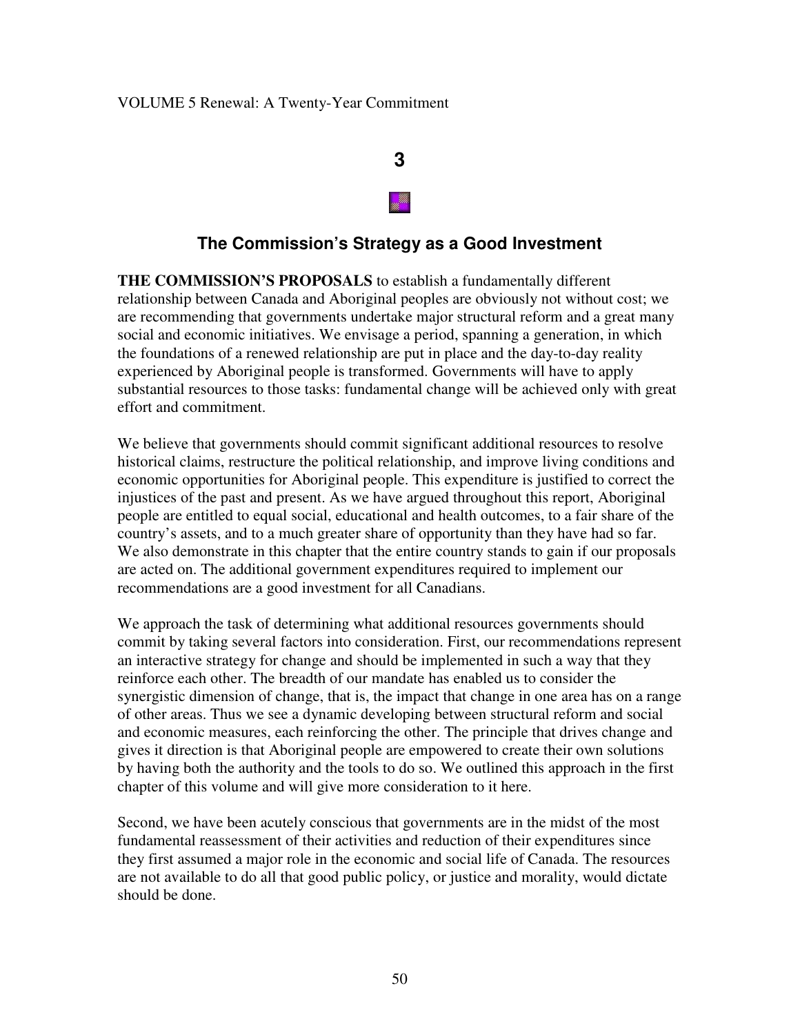VOLUME 5 Renewal: A Twenty-Year Commitment

# 3

## The Commission's Strategy as a Good Investment

**THE COMMISSION'S PROPOSALS** to establish a fundamentally different relationship between Canada and Aboriginal peoples are obviously not without cost; we are recommending that governments undertake major structural reform and a great many social and economic initiatives. We envisage a period, spanning a generation, in which the foundations of a renewed relationship are put in place and the day-to-day reality experienced by Aboriginal people is transformed. Governments will have to apply substantial resources to those tasks: fundamental change will be achieved only with great effort and commitment.

We believe that governments should commit significant additional resources to resolve historical claims, restructure the political relationship, and improve living conditions and economic opportunities for Aboriginal people. This expenditure is justified to correct the injustices of the past and present. As we have argued throughout this report, Aboriginal people are entitled to equal social, educational and health outcomes, to a fair share of the country's assets, and to a much greater share of opportunity than they have had so far. We also demonstrate in this chapter that the entire country stands to gain if our proposals are acted on. The additional government expenditures required to implement our recommendations are a good investment for all Canadians.

We approach the task of determining what additional resources governments should commit by taking several factors into consideration. First, our recommendations represent an interactive strategy for change and should be implemented in such a way that they reinforce each other. The breadth of our mandate has enabled us to consider the synergistic dimension of change, that is, the impact that change in one area has on a range of other areas. Thus we see a dynamic developing between structural reform and social and economic measures, each reinforcing the other. The principle that drives change and gives it direction is that Aboriginal people are empowered to create their own solutions by having both the authority and the tools to do so. We outlined this approach in the first chapter of this volume and will give more consideration to it here.

Second, we have been acutely conscious that governments are in the midst of the most fundamental reassessment of their activities and reduction of their expenditures since they first assumed a major role in the economic and social life of Canada. The resources are not available to do all that good public policy, or justice and morality, would dictate should be done.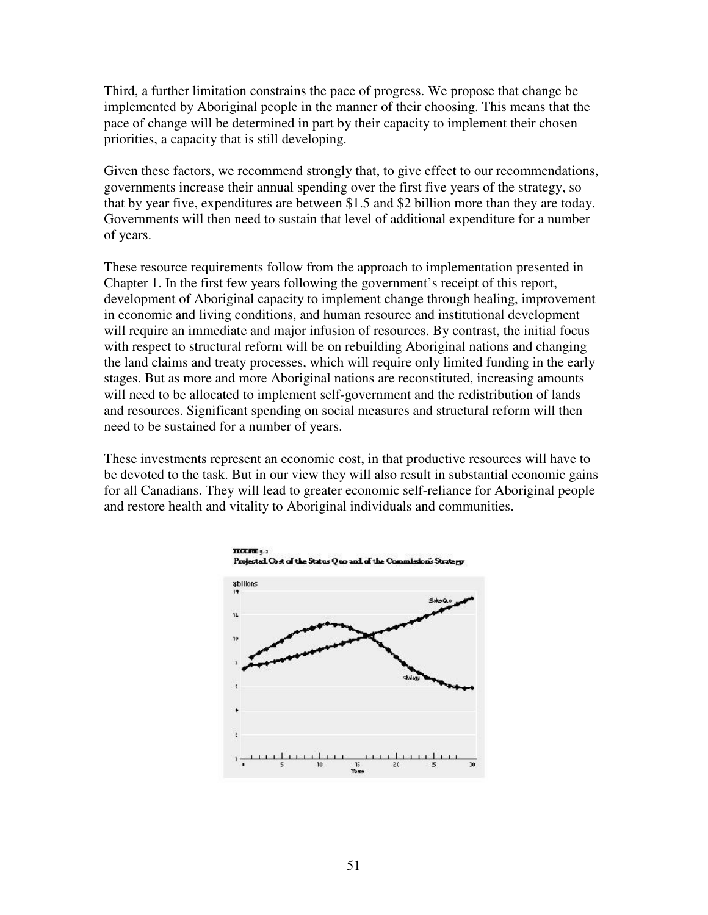Third, a further limitation constrains the pace of progress. We propose that change be implemented by Aboriginal people in the manner of their choosing. This means that the pace of change will be determined in part by their capacity to implement their chosen priorities, a capacity that is still developing.

Given these factors, we recommend strongly that, to give effect to our recommendations, governments increase their annual spending over the first five years of the strategy, so that by year five, expenditures are between $1.5 and $2 billion more than they are today. Governments will then need to sustain that level of additional expenditure for a number of years.

These resource requirements follow from the approach to implementation presented in Chapter 1. In the first few years following the government's receipt of this report, development of Aboriginal capacity to implement change through healing, improvement in economic and living conditions, and human resource and institutional development will require an immediate and major infusion of resources. By contrast, the initial focus with respect to structural reform will be on rebuilding Aboriginal nations and changing the land claims and treaty processes, which will require only limited funding in the early stages. But as more and more Aboriginal nations are reconstituted, increasing amounts will need to be allocated to implement self-government and the redistribution of lands and resources. Significant spending on social measures and structural reform will then need to be sustained for a number of years.

These investments represent an economic cost, in that productive resources will have to be devoted to the task. But in our view they will also result in substantial economic gains for all Canadians. They will lead to greater economic self-reliance for Aboriginal people and restore health and vitality to Aboriginal individuals and communities.

FIGURE 3.1
Projected Cost of the Status Quo and of the Commission's Strategy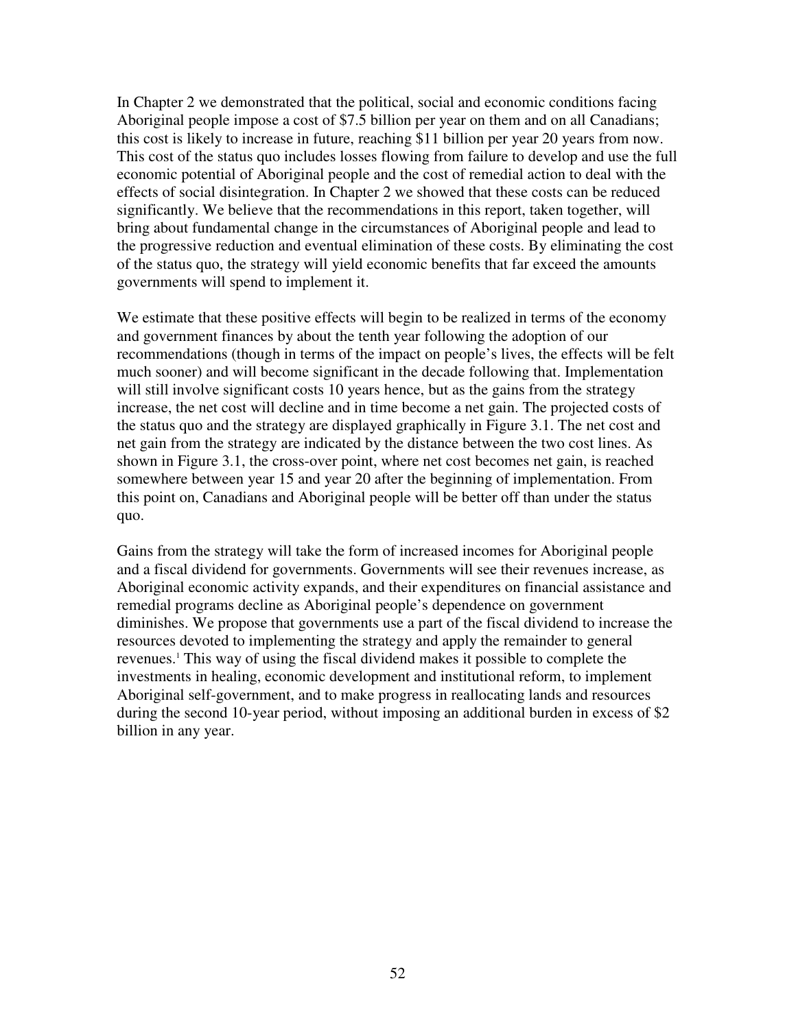In Chapter 2 we demonstrated that the political, social and economic conditions facing Aboriginal people impose a cost of $7.5 billion per year on them and on all Canadians; this cost is likely to increase in future, reaching $11 billion per year 20 years from now. This cost of the status quo includes losses flowing from failure to develop and use the full economic potential of Aboriginal people and the cost of remedial action to deal with the effects of social disintegration. In Chapter 2 we showed that these costs can be reduced significantly. We believe that the recommendations in this report, taken together, will bring about fundamental change in the circumstances of Aboriginal people and lead to the progressive reduction and eventual elimination of these costs. By eliminating the cost of the status quo, the strategy will yield economic benefits that far exceed the amounts governments will spend to implement it.

We estimate that these positive effects will begin to be realized in terms of the economy and government finances by about the tenth year following the adoption of our recommendations (though in terms of the impact on people's lives, the effects will be felt much sooner) and will become significant in the decade following that. Implementation will still involve significant costs 10 years hence, but as the gains from the strategy increase, the net cost will decline and in time become a net gain. The projected costs of the status quo and the strategy are displayed graphically in Figure 3.1. The net cost and net gain from the strategy are indicated by the distance between the two cost lines. As shown in Figure 3.1, the cross-over point, where net cost becomes net gain, is reached somewhere between year 15 and year 20 after the beginning of implementation. From this point on, Canadians and Aboriginal people will be better off than under the status quo.

Gains from the strategy will take the form of increased incomes for Aboriginal people and a fiscal dividend for governments. Governments will see their revenues increase, as Aboriginal economic activity expands, and their expenditures on financial assistance and remedial programs decline as Aboriginal people's dependence on government diminishes. We propose that governments use a part of the fiscal dividend to increase the resources devoted to implementing the strategy and apply the remainder to general revenues.[1] This way of using the fiscal dividend makes it possible to complete the investments in healing, economic development and institutional reform, to implement Aboriginal self-government, and to make progress in reallocating lands and resources during the second 10-year period, without imposing an additional burden in excess of $2 billion in any year.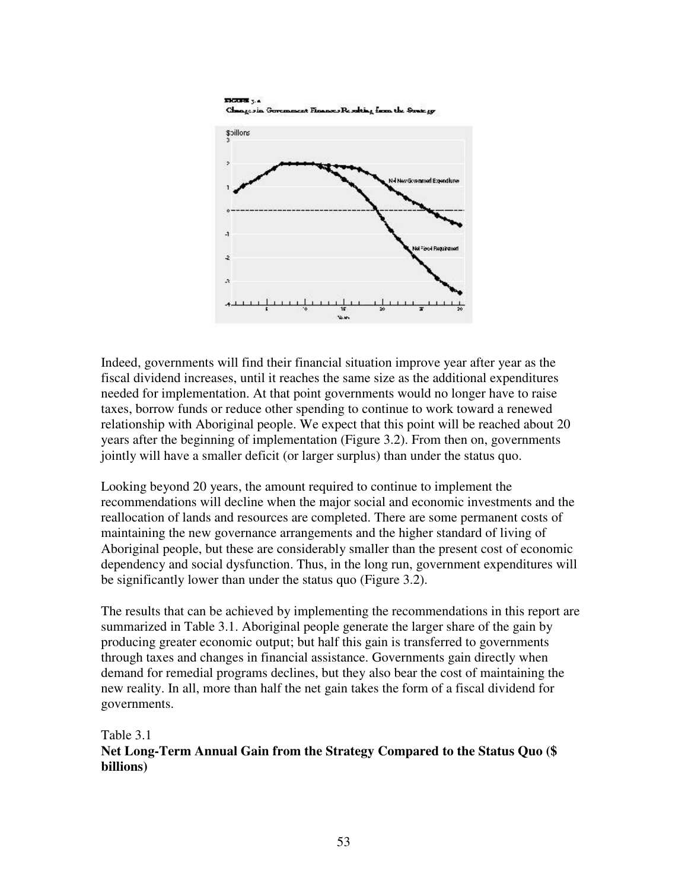FIGURE 3.2

Changes in Government Finances Resulting from the Strategy

Indeed, governments will find their financial situation improve year after year as the fiscal dividend increases, until it reaches the same size as the additional expenditures needed for implementation. At that point governments would no longer have to raise taxes, borrow funds or reduce other spending to continue to work toward a renewed relationship with Aboriginal people. We expect that this point will be reached about 20 years after the beginning of implementation (Figure 3.2). From then on, governments jointly will have a smaller deficit (or larger surplus) than under the status quo.

Looking beyond 20 years, the amount required to continue to implement the recommendations will decline when the major social and economic investments and the reallocation of lands and resources are completed. There are some permanent costs of maintaining the new governance arrangements and the higher standard of living of Aboriginal people, but these are considerably smaller than the present cost of economic dependency and social dysfunction. Thus, in the long run, government expenditures will be significantly lower than under the status quo (Figure 3.2).

The results that can be achieved by implementing the recommendations in this report are summarized in Table 3.1. Aboriginal people generate the larger share of the gain by producing greater economic output; but half this gain is transferred to governments through taxes and changes in financial assistance. Governments gain directly when demand for remedial programs declines, but they also bear the cost of maintaining the new reality. In all, more than half the net gain takes the form of a fiscal dividend for governments.

Table 3.1

**Net Long-Term Annual Gain from the Strategy Compared to the Status Quo ($ billions)**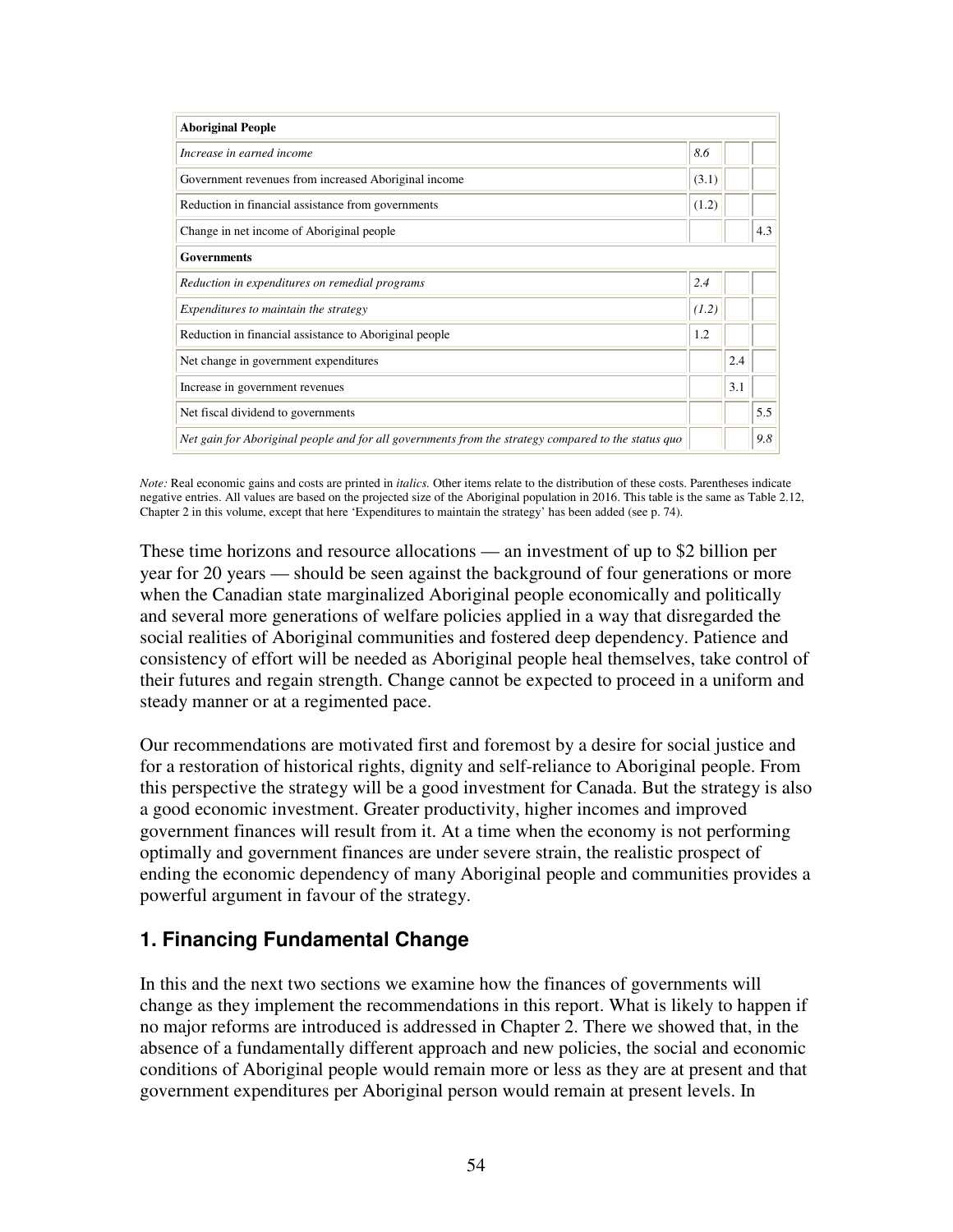| | | | |
|---|---|---|---|
| **Aboriginal People** | | | |
| *Increase in earned income* | *8.6* | | |
| Government revenues from increased Aboriginal income | (3.1) | | |
| Reduction in financial assistance from governments | (1.2) | | |
| Change in net income of Aboriginal people | | | 4.3 |
| **Governments** | | | |
| *Reduction in expenditures on remedial programs* | *2.4* | | |
| *Expenditures to maintain the strategy* | *(1.2)* | | |
| Reduction in financial assistance to Aboriginal people | 1.2 | | |
| Net change in government expenditures | | 2.4 | |
| Increase in government revenues | | 3.1 | |
| Net fiscal dividend to governments | | | 5.5 |
| *Net gain for Aboriginal people and for all governments from the strategy compared to the status quo* | | | *9.8* |

*Note:* Real economic gains and costs are printed in *italics*. Other items relate to the distribution of these costs. Parentheses indicate negative entries. All values are based on the projected size of the Aboriginal population in 2016. This table is the same as Table 2.12, Chapter 2 in this volume, except that here 'Expenditures to maintain the strategy' has been added (see p. 74).

These time horizons and resource allocations — an investment of up to $2 billion per year for 20 years — should be seen against the background of four generations or more when the Canadian state marginalized Aboriginal people economically and politically and several more generations of welfare policies applied in a way that disregarded the social realities of Aboriginal communities and fostered deep dependency. Patience and consistency of effort will be needed as Aboriginal people heal themselves, take control of their futures and regain strength. Change cannot be expected to proceed in a uniform and steady manner or at a regimented pace.

Our recommendations are motivated first and foremost by a desire for social justice and for a restoration of historical rights, dignity and self-reliance to Aboriginal people. From this perspective the strategy will be a good investment for Canada. But the strategy is also a good economic investment. Greater productivity, higher incomes and improved government finances will result from it. At a time when the economy is not performing optimally and government finances are under severe strain, the realistic prospect of ending the economic dependency of many Aboriginal people and communities provides a powerful argument in favour of the strategy.

## 1. Financing Fundamental Change

In this and the next two sections we examine how the finances of governments will change as they implement the recommendations in this report. What is likely to happen if no major reforms are introduced is addressed in Chapter 2. There we showed that, in the absence of a fundamentally different approach and new policies, the social and economic conditions of Aboriginal people would remain more or less as they are at present and that government expenditures per Aboriginal person would remain at present levels. In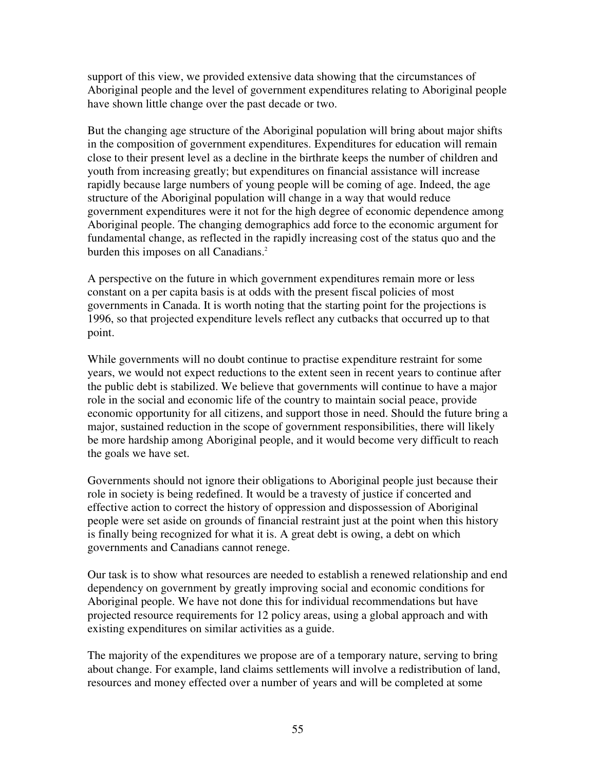support of this view, we provided extensive data showing that the circumstances of Aboriginal people and the level of government expenditures relating to Aboriginal people have shown little change over the past decade or two.

But the changing age structure of the Aboriginal population will bring about major shifts in the composition of government expenditures. Expenditures for education will remain close to their present level as a decline in the birthrate keeps the number of children and youth from increasing greatly; but expenditures on financial assistance will increase rapidly because large numbers of young people will be coming of age. Indeed, the age structure of the Aboriginal population will change in a way that would reduce government expenditures were it not for the high degree of economic dependence among Aboriginal people. The changing demographics add force to the economic argument for fundamental change, as reflected in the rapidly increasing cost of the status quo and the burden this imposes on all Canadians.[2]

A perspective on the future in which government expenditures remain more or less constant on a per capita basis is at odds with the present fiscal policies of most governments in Canada. It is worth noting that the starting point for the projections is 1996, so that projected expenditure levels reflect any cutbacks that occurred up to that point.

While governments will no doubt continue to practise expenditure restraint for some years, we would not expect reductions to the extent seen in recent years to continue after the public debt is stabilized. We believe that governments will continue to have a major role in the social and economic life of the country to maintain social peace, provide economic opportunity for all citizens, and support those in need. Should the future bring a major, sustained reduction in the scope of government responsibilities, there will likely be more hardship among Aboriginal people, and it would become very difficult to reach the goals we have set.

Governments should not ignore their obligations to Aboriginal people just because their role in society is being redefined. It would be a travesty of justice if concerted and effective action to correct the history of oppression and dispossession of Aboriginal people were set aside on grounds of financial restraint just at the point when this history is finally being recognized for what it is. A great debt is owing, a debt on which governments and Canadians cannot renege.

Our task is to show what resources are needed to establish a renewed relationship and end dependency on government by greatly improving social and economic conditions for Aboriginal people. We have not done this for individual recommendations but have projected resource requirements for 12 policy areas, using a global approach and with existing expenditures on similar activities as a guide.

The majority of the expenditures we propose are of a temporary nature, serving to bring about change. For example, land claims settlements will involve a redistribution of land, resources and money effected over a number of years and will be completed at some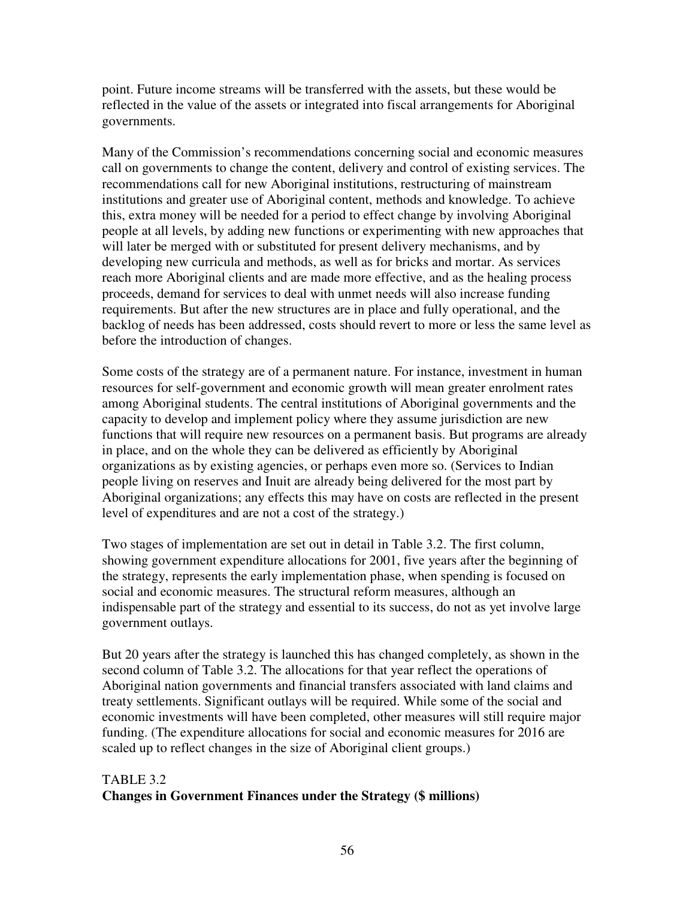point. Future income streams will be transferred with the assets, but these would be reflected in the value of the assets or integrated into fiscal arrangements for Aboriginal governments.

Many of the Commission's recommendations concerning social and economic measures call on governments to change the content, delivery and control of existing services. The recommendations call for new Aboriginal institutions, restructuring of mainstream institutions and greater use of Aboriginal content, methods and knowledge. To achieve this, extra money will be needed for a period to effect change by involving Aboriginal people at all levels, by adding new functions or experimenting with new approaches that will later be merged with or substituted for present delivery mechanisms, and by developing new curricula and methods, as well as for bricks and mortar. As services reach more Aboriginal clients and are made more effective, and as the healing process proceeds, demand for services to deal with unmet needs will also increase funding requirements. But after the new structures are in place and fully operational, and the backlog of needs has been addressed, costs should revert to more or less the same level as before the introduction of changes.

Some costs of the strategy are of a permanent nature. For instance, investment in human resources for self-government and economic growth will mean greater enrolment rates among Aboriginal students. The central institutions of Aboriginal governments and the capacity to develop and implement policy where they assume jurisdiction are new functions that will require new resources on a permanent basis. But programs are already in place, and on the whole they can be delivered as efficiently by Aboriginal organizations as by existing agencies, or perhaps even more so. (Services to Indian people living on reserves and Inuit are already being delivered for the most part by Aboriginal organizations; any effects this may have on costs are reflected in the present level of expenditures and are not a cost of the strategy.)

Two stages of implementation are set out in detail in Table 3.2. The first column, showing government expenditure allocations for 2001, five years after the beginning of the strategy, represents the early implementation phase, when spending is focused on social and economic measures. The structural reform measures, although an indispensable part of the strategy and essential to its success, do not as yet involve large government outlays.

But 20 years after the strategy is launched this has changed completely, as shown in the second column of Table 3.2. The allocations for that year reflect the operations of Aboriginal nation governments and financial transfers associated with land claims and treaty settlements. Significant outlays will be required. While some of the social and economic investments will have been completed, other measures will still require major funding. (The expenditure allocations for social and economic measures for 2016 are scaled up to reflect changes in the size of Aboriginal client groups.)

TABLE 3.2
**Changes in Government Finances under the Strategy ($ millions)**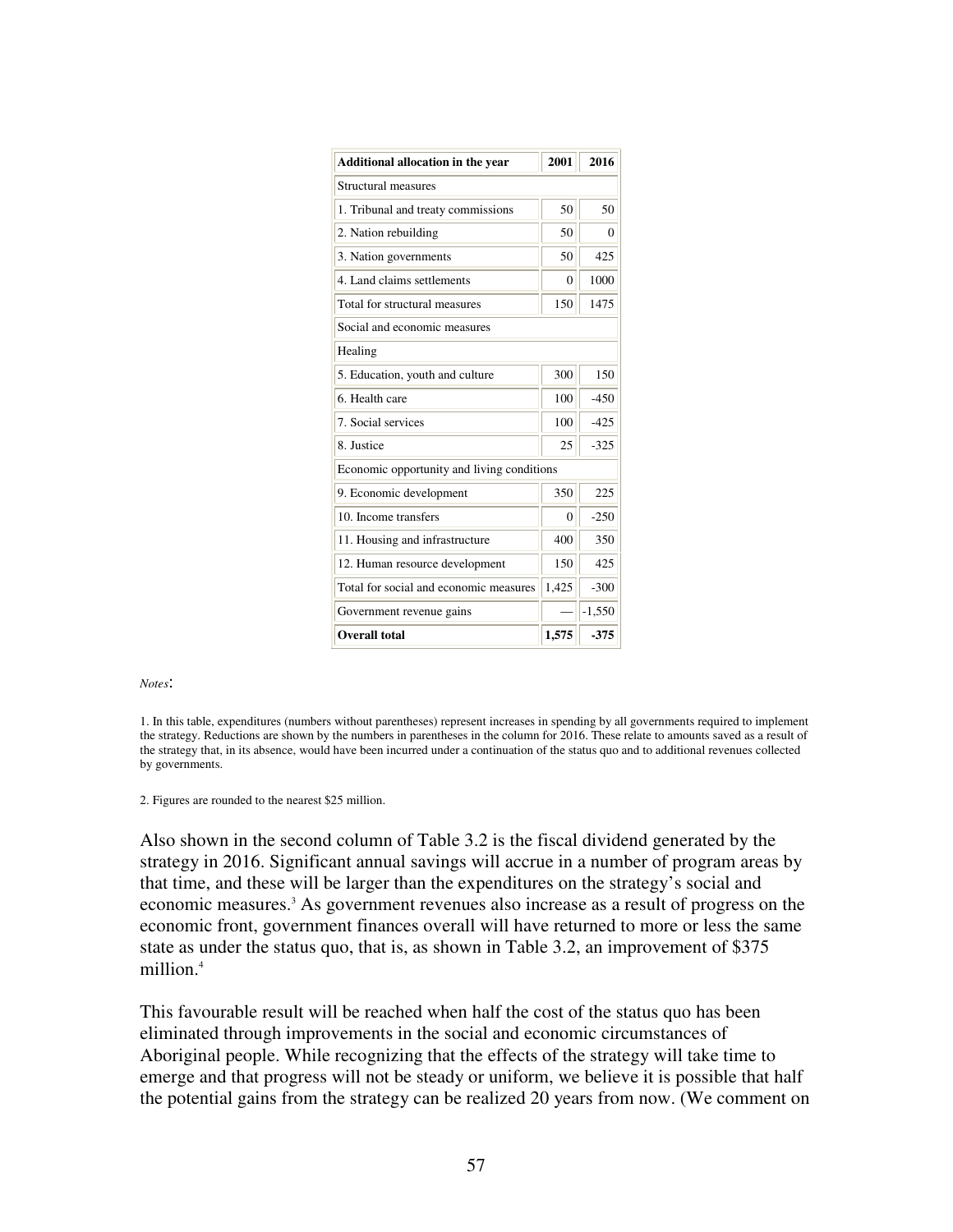| Additional allocation in the year | 2001 | 2016 |
| --- | --- | --- |
| Structural measures | | |
| 1. Tribunal and treaty commissions | 50 | 50 |
| 2. Nation rebuilding | 50 | 0 |
| 3. Nation governments | 50 | 425 |
| 4. Land claims settlements | 0 | 1000 |
| Total for structural measures | 150 | 1475 |
| Social and economic measures | | |
| Healing | | |
| 5. Education, youth and culture | 300 | 150 |
| 6. Health care | 100 | -450 |
| 7. Social services | 100 | -425 |
| 8. Justice | 25 | -325 |
| Economic opportunity and living conditions | | |
| 9. Economic development | 350 | 225 |
| 10. Income transfers | 0 | -250 |
| 11. Housing and infrastructure | 400 | 350 |
| 12. Human resource development | 150 | 425 |
| Total for social and economic measures | 1,425 | -300 |
| Government revenue gains | — | -1,550 |
| **Overall total** | **1,575** | **-375** |

*Notes*:

1. In this table, expenditures (numbers without parentheses) represent increases in spending by all governments required to implement the strategy. Reductions are shown by the numbers in parentheses in the column for 2016. These relate to amounts saved as a result of the strategy that, in its absence, would have been incurred under a continuation of the status quo and to additional revenues collected by governments.

2. Figures are rounded to the nearest $25 million.

Also shown in the second column of Table 3.2 is the fiscal dividend generated by the strategy in 2016. Significant annual savings will accrue in a number of program areas by that time, and these will be larger than the expenditures on the strategy's social and economic measures.[3] As government revenues also increase as a result of progress on the economic front, government finances overall will have returned to more or less the same state as under the status quo, that is, as shown in Table 3.2, an improvement of $375 million.[4]

This favourable result will be reached when half the cost of the status quo has been eliminated through improvements in the social and economic circumstances of Aboriginal people. While recognizing that the effects of the strategy will take time to emerge and that progress will not be steady or uniform, we believe it is possible that half the potential gains from the strategy can be realized 20 years from now. (We comment on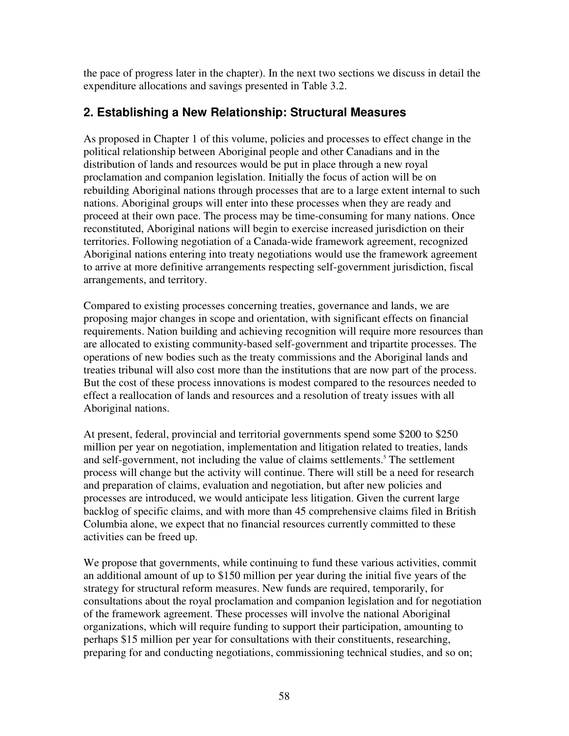the pace of progress later in the chapter). In the next two sections we discuss in detail the expenditure allocations and savings presented in Table 3.2.

## 2. Establishing a New Relationship: Structural Measures

As proposed in Chapter 1 of this volume, policies and processes to effect change in the political relationship between Aboriginal people and other Canadians and in the distribution of lands and resources would be put in place through a new royal proclamation and companion legislation. Initially the focus of action will be on rebuilding Aboriginal nations through processes that are to a large extent internal to such nations. Aboriginal groups will enter into these processes when they are ready and proceed at their own pace. The process may be time-consuming for many nations. Once reconstituted, Aboriginal nations will begin to exercise increased jurisdiction on their territories. Following negotiation of a Canada-wide framework agreement, recognized Aboriginal nations entering into treaty negotiations would use the framework agreement to arrive at more definitive arrangements respecting self-government jurisdiction, fiscal arrangements, and territory.

Compared to existing processes concerning treaties, governance and lands, we are proposing major changes in scope and orientation, with significant effects on financial requirements. Nation building and achieving recognition will require more resources than are allocated to existing community-based self-government and tripartite processes. The operations of new bodies such as the treaty commissions and the Aboriginal lands and treaties tribunal will also cost more than the institutions that are now part of the process. But the cost of these process innovations is modest compared to the resources needed to effect a reallocation of lands and resources and a resolution of treaty issues with all Aboriginal nations.

At present, federal, provincial and territorial governments spend some $200 to $250 million per year on negotiation, implementation and litigation related to treaties, lands and self-government, not including the value of claims settlements.[5] The settlement process will change but the activity will continue. There will still be a need for research and preparation of claims, evaluation and negotiation, but after new policies and processes are introduced, we would anticipate less litigation. Given the current large backlog of specific claims, and with more than 45 comprehensive claims filed in British Columbia alone, we expect that no financial resources currently committed to these activities can be freed up.

We propose that governments, while continuing to fund these various activities, commit an additional amount of up to $150 million per year during the initial five years of the strategy for structural reform measures. New funds are required, temporarily, for consultations about the royal proclamation and companion legislation and for negotiation of the framework agreement. These processes will involve the national Aboriginal organizations, which will require funding to support their participation, amounting to perhaps $15 million per year for consultations with their constituents, researching, preparing for and conducting negotiations, commissioning technical studies, and so on;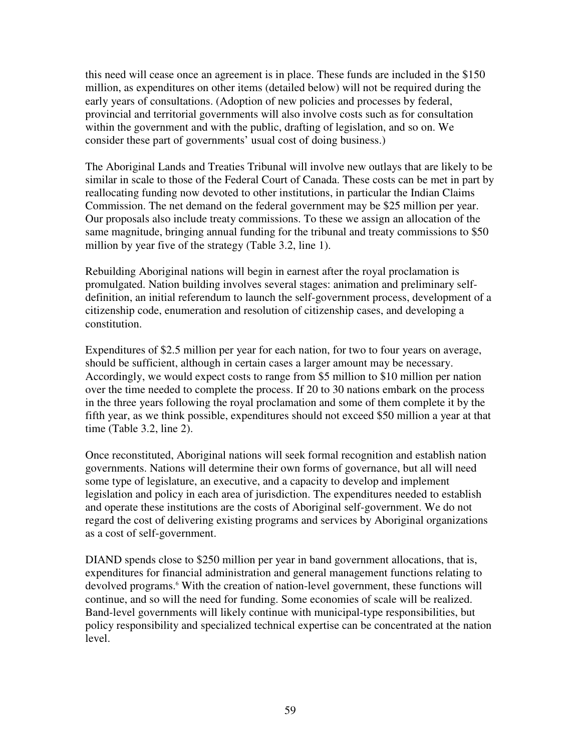this need will cease once an agreement is in place. These funds are included in the $150 million, as expenditures on other items (detailed below) will not be required during the early years of consultations. (Adoption of new policies and processes by federal, provincial and territorial governments will also involve costs such as for consultation within the government and with the public, drafting of legislation, and so on. We consider these part of governments' usual cost of doing business.)

The Aboriginal Lands and Treaties Tribunal will involve new outlays that are likely to be similar in scale to those of the Federal Court of Canada. These costs can be met in part by reallocating funding now devoted to other institutions, in particular the Indian Claims Commission. The net demand on the federal government may be $25 million per year. Our proposals also include treaty commissions. To these we assign an allocation of the same magnitude, bringing annual funding for the tribunal and treaty commissions to $50 million by year five of the strategy (Table 3.2, line 1).

Rebuilding Aboriginal nations will begin in earnest after the royal proclamation is promulgated. Nation building involves several stages: animation and preliminary self-definition, an initial referendum to launch the self-government process, development of a citizenship code, enumeration and resolution of citizenship cases, and developing a constitution.

Expenditures of $2.5 million per year for each nation, for two to four years on average, should be sufficient, although in certain cases a larger amount may be necessary. Accordingly, we would expect costs to range from $5 million to $10 million per nation over the time needed to complete the process. If 20 to 30 nations embark on the process in the three years following the royal proclamation and some of them complete it by the fifth year, as we think possible, expenditures should not exceed $50 million a year at that time (Table 3.2, line 2).

Once reconstituted, Aboriginal nations will seek formal recognition and establish nation governments. Nations will determine their own forms of governance, but all will need some type of legislature, an executive, and a capacity to develop and implement legislation and policy in each area of jurisdiction. The expenditures needed to establish and operate these institutions are the costs of Aboriginal self-government. We do not regard the cost of delivering existing programs and services by Aboriginal organizations as a cost of self-government.

DIAND spends close to $250 million per year in band government allocations, that is, expenditures for financial administration and general management functions relating to devolved programs.[6] With the creation of nation-level government, these functions will continue, and so will the need for funding. Some economies of scale will be realized. Band-level governments will likely continue with municipal-type responsibilities, but policy responsibility and specialized technical expertise can be concentrated at the nation level.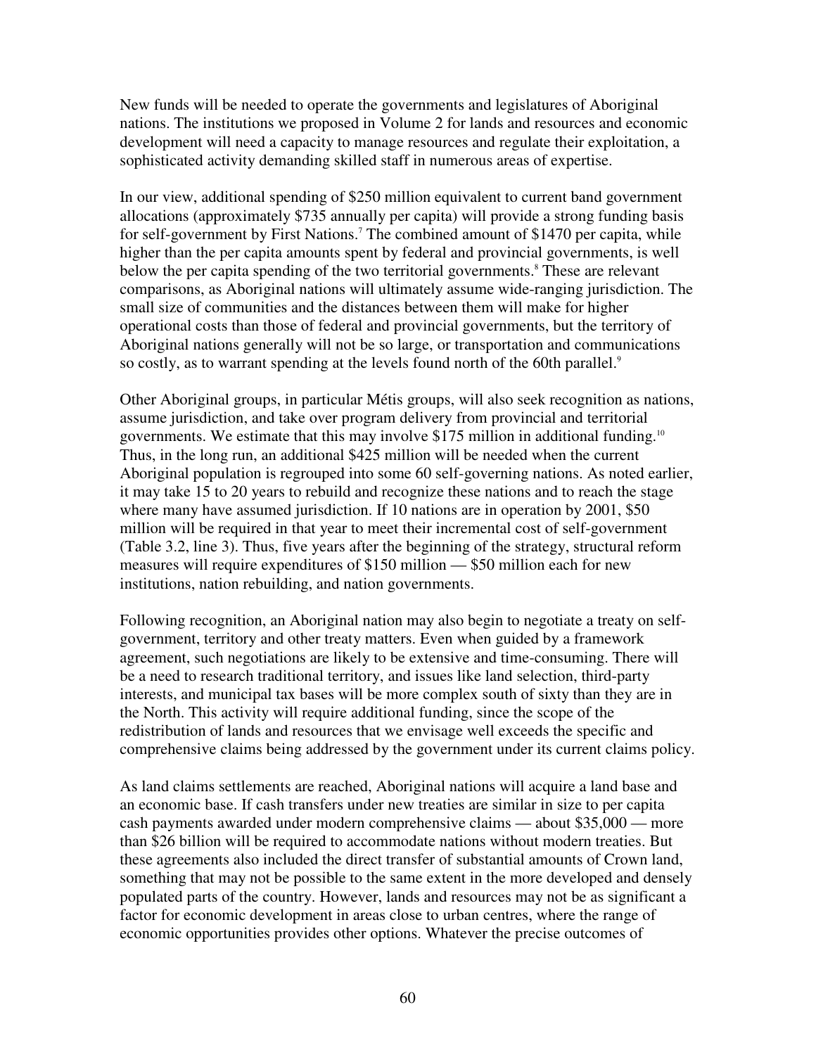New funds will be needed to operate the governments and legislatures of Aboriginal nations. The institutions we proposed in Volume 2 for lands and resources and economic development will need a capacity to manage resources and regulate their exploitation, a sophisticated activity demanding skilled staff in numerous areas of expertise.

In our view, additional spending of $250 million equivalent to current band government allocations (approximately $735 annually per capita) will provide a strong funding basis for self-government by First Nations.[7] The combined amount of $1470 per capita, while higher than the per capita amounts spent by federal and provincial governments, is well below the per capita spending of the two territorial governments.[8] These are relevant comparisons, as Aboriginal nations will ultimately assume wide-ranging jurisdiction. The small size of communities and the distances between them will make for higher operational costs than those of federal and provincial governments, but the territory of Aboriginal nations generally will not be so large, or transportation and communications so costly, as to warrant spending at the levels found north of the 60th parallel.[9]

Other Aboriginal groups, in particular Métis groups, will also seek recognition as nations, assume jurisdiction, and take over program delivery from provincial and territorial governments. We estimate that this may involve $175 million in additional funding.[10] Thus, in the long run, an additional $425 million will be needed when the current Aboriginal population is regrouped into some 60 self-governing nations. As noted earlier, it may take 15 to 20 years to rebuild and recognize these nations and to reach the stage where many have assumed jurisdiction. If 10 nations are in operation by 2001, $50 million will be required in that year to meet their incremental cost of self-government (Table 3.2, line 3). Thus, five years after the beginning of the strategy, structural reform measures will require expenditures of $150 million — $50 million each for new institutions, nation rebuilding, and nation governments.

Following recognition, an Aboriginal nation may also begin to negotiate a treaty on self-government, territory and other treaty matters. Even when guided by a framework agreement, such negotiations are likely to be extensive and time-consuming. There will be a need to research traditional territory, and issues like land selection, third-party interests, and municipal tax bases will be more complex south of sixty than they are in the North. This activity will require additional funding, since the scope of the redistribution of lands and resources that we envisage well exceeds the specific and comprehensive claims being addressed by the government under its current claims policy.

As land claims settlements are reached, Aboriginal nations will acquire a land base and an economic base. If cash transfers under new treaties are similar in size to per capita cash payments awarded under modern comprehensive claims — about $35,000 — more than $26 billion will be required to accommodate nations without modern treaties. But these agreements also included the direct transfer of substantial amounts of Crown land, something that may not be possible to the same extent in the more developed and densely populated parts of the country. However, lands and resources may not be as significant a factor for economic development in areas close to urban centres, where the range of economic opportunities provides other options. Whatever the precise outcomes of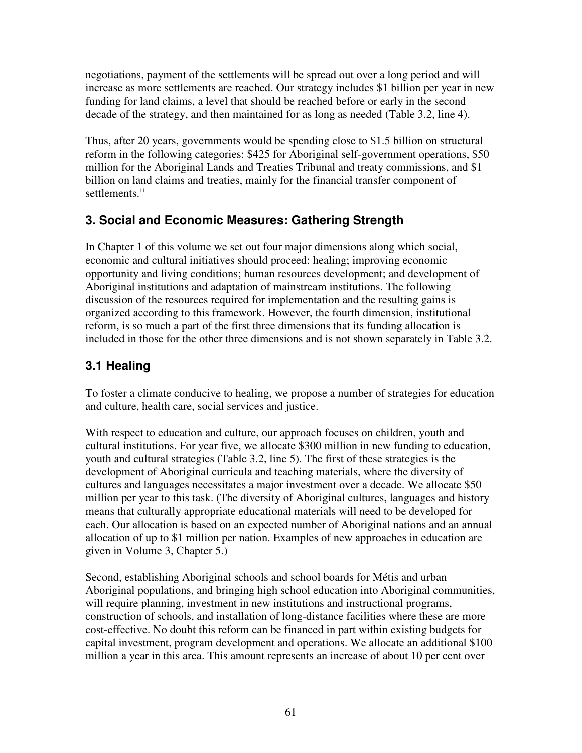negotiations, payment of the settlements will be spread out over a long period and will increase as more settlements are reached. Our strategy includes $1 billion per year in new funding for land claims, a level that should be reached before or early in the second decade of the strategy, and then maintained for as long as needed (Table 3.2, line 4).

Thus, after 20 years, governments would be spending close to $1.5 billion on structural reform in the following categories: $425 for Aboriginal self-government operations, $50 million for the Aboriginal Lands and Treaties Tribunal and treaty commissions, and $1 billion on land claims and treaties, mainly for the financial transfer component of settlements.[11]

## 3. Social and Economic Measures: Gathering Strength

In Chapter 1 of this volume we set out four major dimensions along which social, economic and cultural initiatives should proceed: healing; improving economic opportunity and living conditions; human resources development; and development of Aboriginal institutions and adaptation of mainstream institutions. The following discussion of the resources required for implementation and the resulting gains is organized according to this framework. However, the fourth dimension, institutional reform, is so much a part of the first three dimensions that its funding allocation is included in those for the other three dimensions and is not shown separately in Table 3.2.

## 3.1 Healing

To foster a climate conducive to healing, we propose a number of strategies for education and culture, health care, social services and justice.

With respect to education and culture, our approach focuses on children, youth and cultural institutions. For year five, we allocate $300 million in new funding to education, youth and cultural strategies (Table 3.2, line 5). The first of these strategies is the development of Aboriginal curricula and teaching materials, where the diversity of cultures and languages necessitates a major investment over a decade. We allocate $50 million per year to this task. (The diversity of Aboriginal cultures, languages and history means that culturally appropriate educational materials will need to be developed for each. Our allocation is based on an expected number of Aboriginal nations and an annual allocation of up to $1 million per nation. Examples of new approaches in education are given in Volume 3, Chapter 5.)

Second, establishing Aboriginal schools and school boards for Métis and urban Aboriginal populations, and bringing high school education into Aboriginal communities, will require planning, investment in new institutions and instructional programs, construction of schools, and installation of long-distance facilities where these are more cost-effective. No doubt this reform can be financed in part within existing budgets for capital investment, program development and operations. We allocate an additional $100 million a year in this area. This amount represents an increase of about 10 per cent over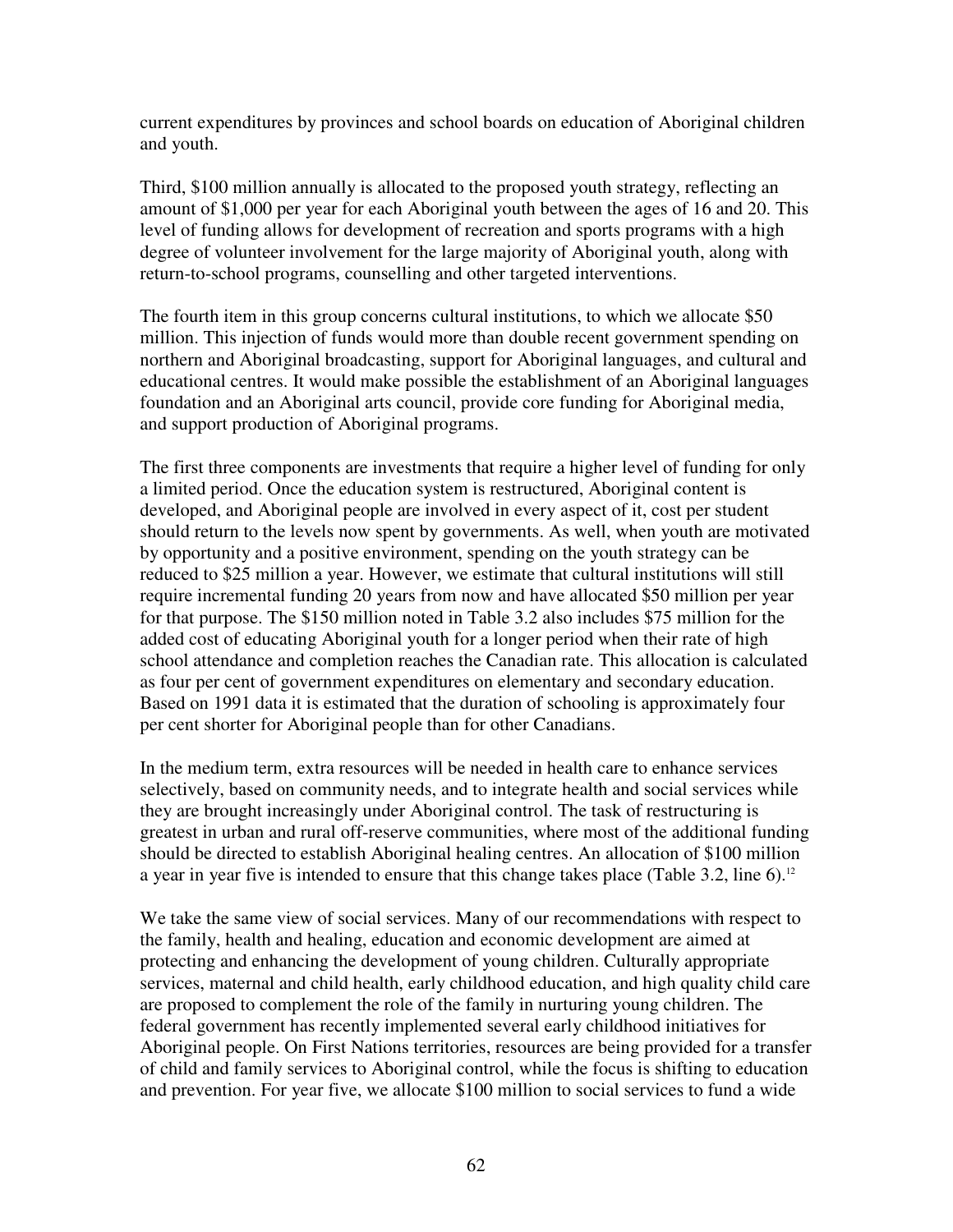current expenditures by provinces and school boards on education of Aboriginal children and youth.

Third, $100 million annually is allocated to the proposed youth strategy, reflecting an amount of $1,000 per year for each Aboriginal youth between the ages of 16 and 20. This level of funding allows for development of recreation and sports programs with a high degree of volunteer involvement for the large majority of Aboriginal youth, along with return-to-school programs, counselling and other targeted interventions.

The fourth item in this group concerns cultural institutions, to which we allocate $50 million. This injection of funds would more than double recent government spending on northern and Aboriginal broadcasting, support for Aboriginal languages, and cultural and educational centres. It would make possible the establishment of an Aboriginal languages foundation and an Aboriginal arts council, provide core funding for Aboriginal media, and support production of Aboriginal programs.

The first three components are investments that require a higher level of funding for only a limited period. Once the education system is restructured, Aboriginal content is developed, and Aboriginal people are involved in every aspect of it, cost per student should return to the levels now spent by governments. As well, when youth are motivated by opportunity and a positive environment, spending on the youth strategy can be reduced to $25 million a year. However, we estimate that cultural institutions will still require incremental funding 20 years from now and have allocated $50 million per year for that purpose. The $150 million noted in Table 3.2 also includes $75 million for the added cost of educating Aboriginal youth for a longer period when their rate of high school attendance and completion reaches the Canadian rate. This allocation is calculated as four per cent of government expenditures on elementary and secondary education. Based on 1991 data it is estimated that the duration of schooling is approximately four per cent shorter for Aboriginal people than for other Canadians.

In the medium term, extra resources will be needed in health care to enhance services selectively, based on community needs, and to integrate health and social services while they are brought increasingly under Aboriginal control. The task of restructuring is greatest in urban and rural off-reserve communities, where most of the additional funding should be directed to establish Aboriginal healing centres. An allocation of $100 million a year in year five is intended to ensure that this change takes place (Table 3.2, line 6).[12]

We take the same view of social services. Many of our recommendations with respect to the family, health and healing, education and economic development are aimed at protecting and enhancing the development of young children. Culturally appropriate services, maternal and child health, early childhood education, and high quality child care are proposed to complement the role of the family in nurturing young children. The federal government has recently implemented several early childhood initiatives for Aboriginal people. On First Nations territories, resources are being provided for a transfer of child and family services to Aboriginal control, while the focus is shifting to education and prevention. For year five, we allocate $100 million to social services to fund a wide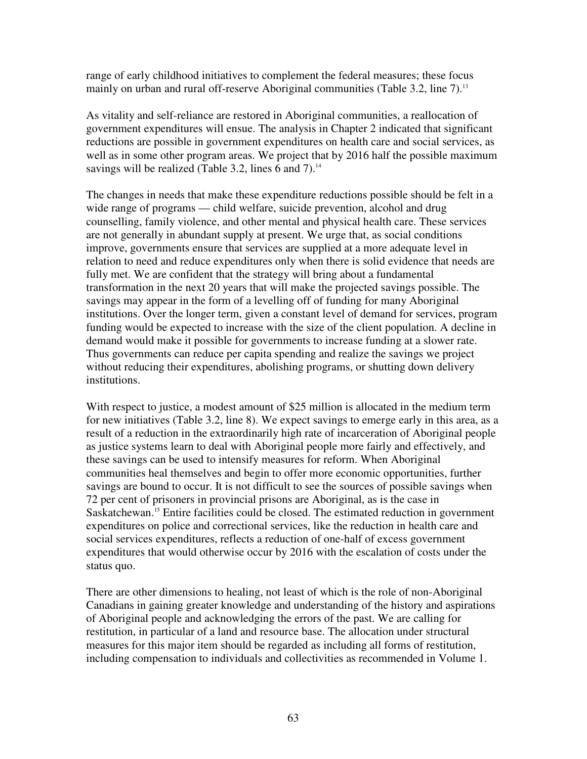range of early childhood initiatives to complement the federal measures; these focus mainly on urban and rural off-reserve Aboriginal communities (Table 3.2, line 7).[13]

As vitality and self-reliance are restored in Aboriginal communities, a reallocation of government expenditures will ensue. The analysis in Chapter 2 indicated that significant reductions are possible in government expenditures on health care and social services, as well as in some other program areas. We project that by 2016 half the possible maximum savings will be realized (Table 3.2, lines 6 and 7).[14]

The changes in needs that make these expenditure reductions possible should be felt in a wide range of programs — child welfare, suicide prevention, alcohol and drug counselling, family violence, and other mental and physical health care. These services are not generally in abundant supply at present. We urge that, as social conditions improve, governments ensure that services are supplied at a more adequate level in relation to need and reduce expenditures only when there is solid evidence that needs are fully met. We are confident that the strategy will bring about a fundamental transformation in the next 20 years that will make the projected savings possible. The savings may appear in the form of a levelling off of funding for many Aboriginal institutions. Over the longer term, given a constant level of demand for services, program funding would be expected to increase with the size of the client population. A decline in demand would make it possible for governments to increase funding at a slower rate. Thus governments can reduce per capita spending and realize the savings we project without reducing their expenditures, abolishing programs, or shutting down delivery institutions.

With respect to justice, a modest amount of $25 million is allocated in the medium term for new initiatives (Table 3.2, line 8). We expect savings to emerge early in this area, as a result of a reduction in the extraordinarily high rate of incarceration of Aboriginal people as justice systems learn to deal with Aboriginal people more fairly and effectively, and these savings can be used to intensify measures for reform. When Aboriginal communities heal themselves and begin to offer more economic opportunities, further savings are bound to occur. It is not difficult to see the sources of possible savings when 72 per cent of prisoners in provincial prisons are Aboriginal, as is the case in Saskatchewan.[15] Entire facilities could be closed. The estimated reduction in government expenditures on police and correctional services, like the reduction in health care and social services expenditures, reflects a reduction of one-half of excess government expenditures that would otherwise occur by 2016 with the escalation of costs under the status quo.

There are other dimensions to healing, not least of which is the role of non-Aboriginal Canadians in gaining greater knowledge and understanding of the history and aspirations of Aboriginal people and acknowledging the errors of the past. We are calling for restitution, in particular of a land and resource base. The allocation under structural measures for this major item should be regarded as including all forms of restitution, including compensation to individuals and collectivities as recommended in Volume 1.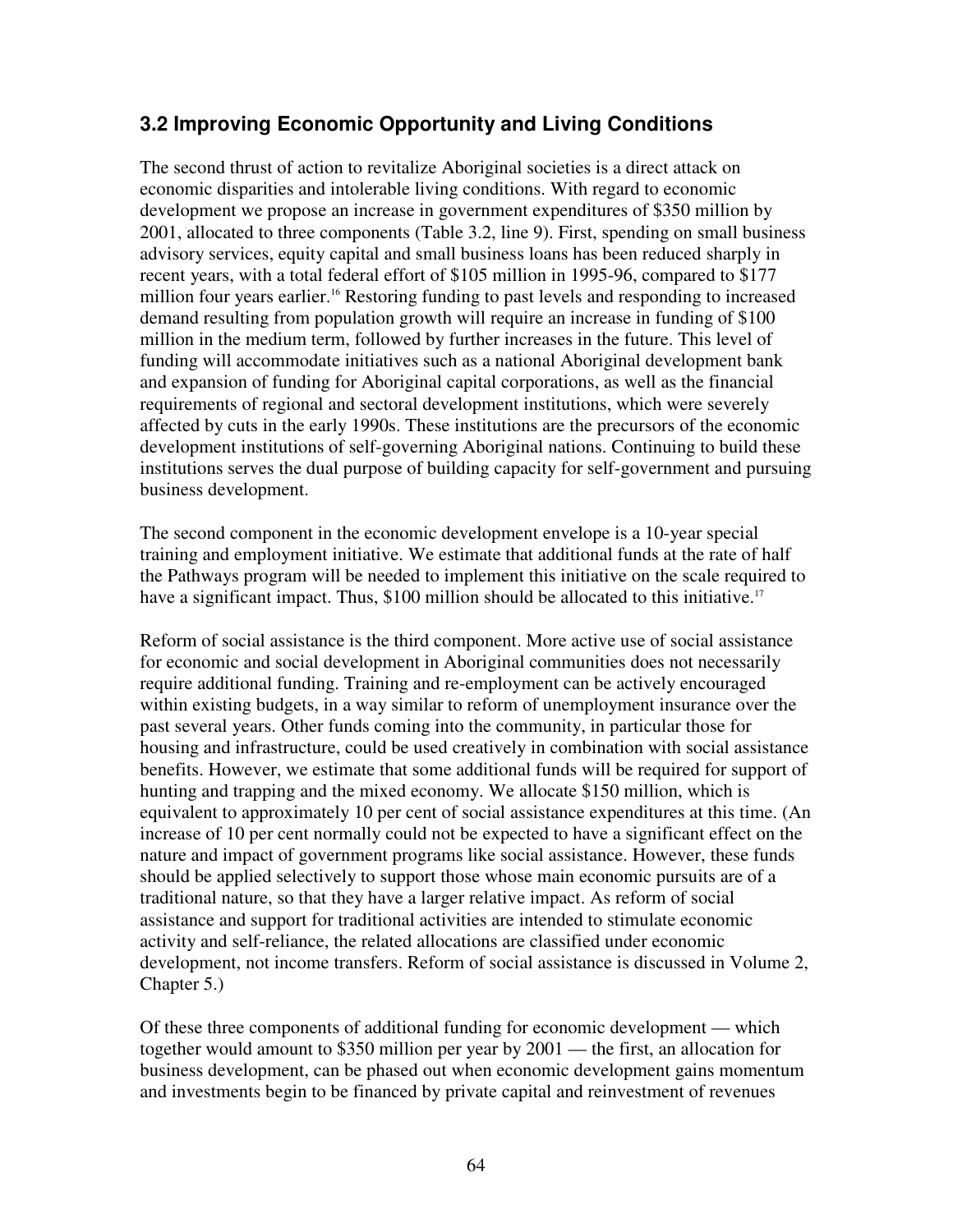## 3.2 Improving Economic Opportunity and Living Conditions

The second thrust of action to revitalize Aboriginal societies is a direct attack on economic disparities and intolerable living conditions. With regard to economic development we propose an increase in government expenditures of $350 million by 2001, allocated to three components (Table 3.2, line 9). First, spending on small business advisory services, equity capital and small business loans has been reduced sharply in recent years, with a total federal effort of $105 million in 1995-96, compared to $177 million four years earlier.[16] Restoring funding to past levels and responding to increased demand resulting from population growth will require an increase in funding of $100 million in the medium term, followed by further increases in the future. This level of funding will accommodate initiatives such as a national Aboriginal development bank and expansion of funding for Aboriginal capital corporations, as well as the financial requirements of regional and sectoral development institutions, which were severely affected by cuts in the early 1990s. These institutions are the precursors of the economic development institutions of self-governing Aboriginal nations. Continuing to build these institutions serves the dual purpose of building capacity for self-government and pursuing business development.

The second component in the economic development envelope is a 10-year special training and employment initiative. We estimate that additional funds at the rate of half the Pathways program will be needed to implement this initiative on the scale required to have a significant impact. Thus, $100 million should be allocated to this initiative.[17]

Reform of social assistance is the third component. More active use of social assistance for economic and social development in Aboriginal communities does not necessarily require additional funding. Training and re-employment can be actively encouraged within existing budgets, in a way similar to reform of unemployment insurance over the past several years. Other funds coming into the community, in particular those for housing and infrastructure, could be used creatively in combination with social assistance benefits. However, we estimate that some additional funds will be required for support of hunting and trapping and the mixed economy. We allocate $150 million, which is equivalent to approximately 10 per cent of social assistance expenditures at this time. (An increase of 10 per cent normally could not be expected to have a significant effect on the nature and impact of government programs like social assistance. However, these funds should be applied selectively to support those whose main economic pursuits are of a traditional nature, so that they have a larger relative impact. As reform of social assistance and support for traditional activities are intended to stimulate economic activity and self-reliance, the related allocations are classified under economic development, not income transfers. Reform of social assistance is discussed in Volume 2, Chapter 5.)

Of these three components of additional funding for economic development — which together would amount to $350 million per year by 2001 — the first, an allocation for business development, can be phased out when economic development gains momentum and investments begin to be financed by private capital and reinvestment of revenues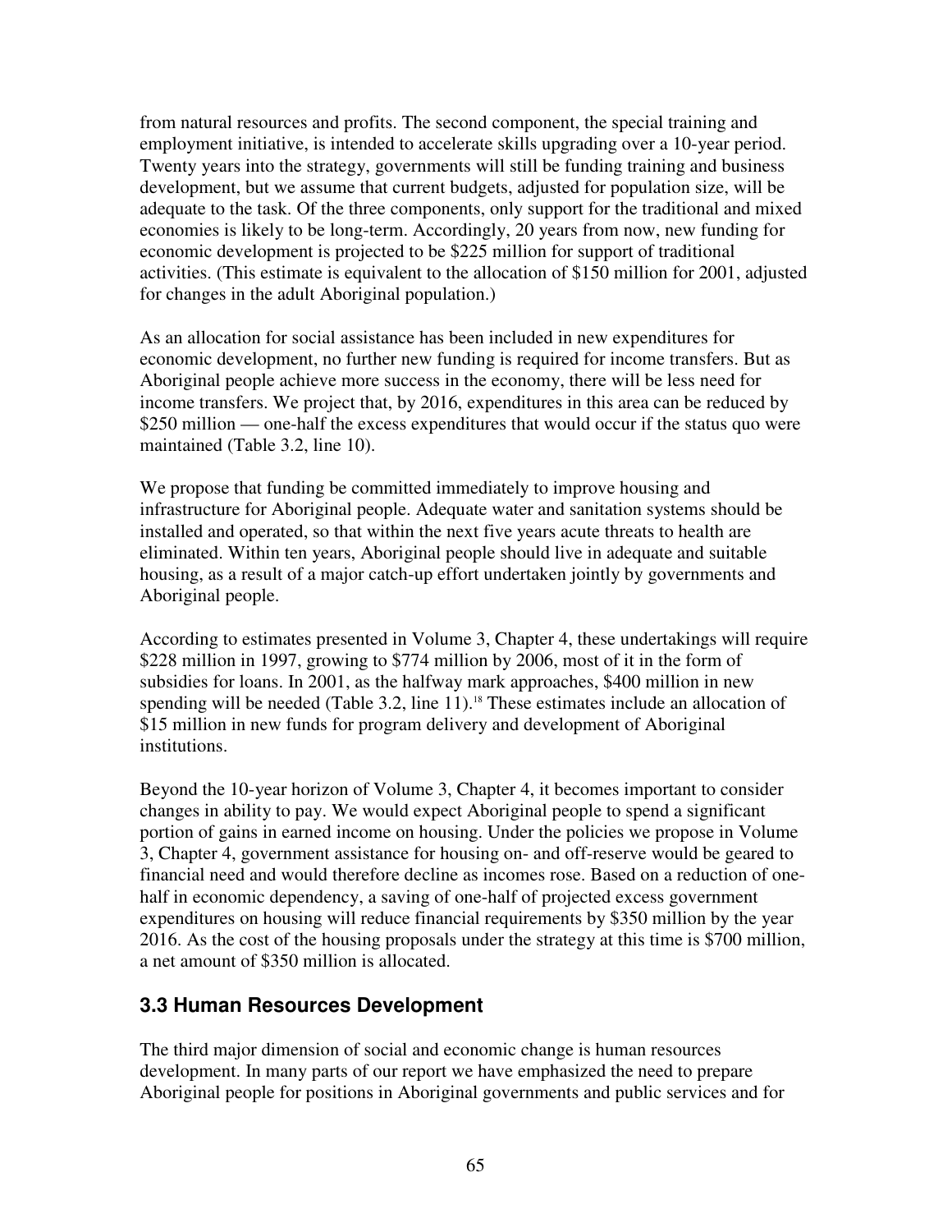from natural resources and profits. The second component, the special training and employment initiative, is intended to accelerate skills upgrading over a 10-year period. Twenty years into the strategy, governments will still be funding training and business development, but we assume that current budgets, adjusted for population size, will be adequate to the task. Of the three components, only support for the traditional and mixed economies is likely to be long-term. Accordingly, 20 years from now, new funding for economic development is projected to be $225 million for support of traditional activities. (This estimate is equivalent to the allocation of $150 million for 2001, adjusted for changes in the adult Aboriginal population.)

As an allocation for social assistance has been included in new expenditures for economic development, no further new funding is required for income transfers. But as Aboriginal people achieve more success in the economy, there will be less need for income transfers. We project that, by 2016, expenditures in this area can be reduced by $250 million — one-half the excess expenditures that would occur if the status quo were maintained (Table 3.2, line 10).

We propose that funding be committed immediately to improve housing and infrastructure for Aboriginal people. Adequate water and sanitation systems should be installed and operated, so that within the next five years acute threats to health are eliminated. Within ten years, Aboriginal people should live in adequate and suitable housing, as a result of a major catch-up effort undertaken jointly by governments and Aboriginal people.

According to estimates presented in Volume 3, Chapter 4, these undertakings will require $228 million in 1997, growing to $774 million by 2006, most of it in the form of subsidies for loans. In 2001, as the halfway mark approaches, $400 million in new spending will be needed (Table 3.2, line 11).[18] These estimates include an allocation of $15 million in new funds for program delivery and development of Aboriginal institutions.

Beyond the 10-year horizon of Volume 3, Chapter 4, it becomes important to consider changes in ability to pay. We would expect Aboriginal people to spend a significant portion of gains in earned income on housing. Under the policies we propose in Volume 3, Chapter 4, government assistance for housing on- and off-reserve would be geared to financial need and would therefore decline as incomes rose. Based on a reduction of one-half in economic dependency, a saving of one-half of projected excess government expenditures on housing will reduce financial requirements by $350 million by the year 2016. As the cost of the housing proposals under the strategy at this time is $700 million, a net amount of $350 million is allocated.

## 3.3 Human Resources Development

The third major dimension of social and economic change is human resources development. In many parts of our report we have emphasized the need to prepare Aboriginal people for positions in Aboriginal governments and public services and for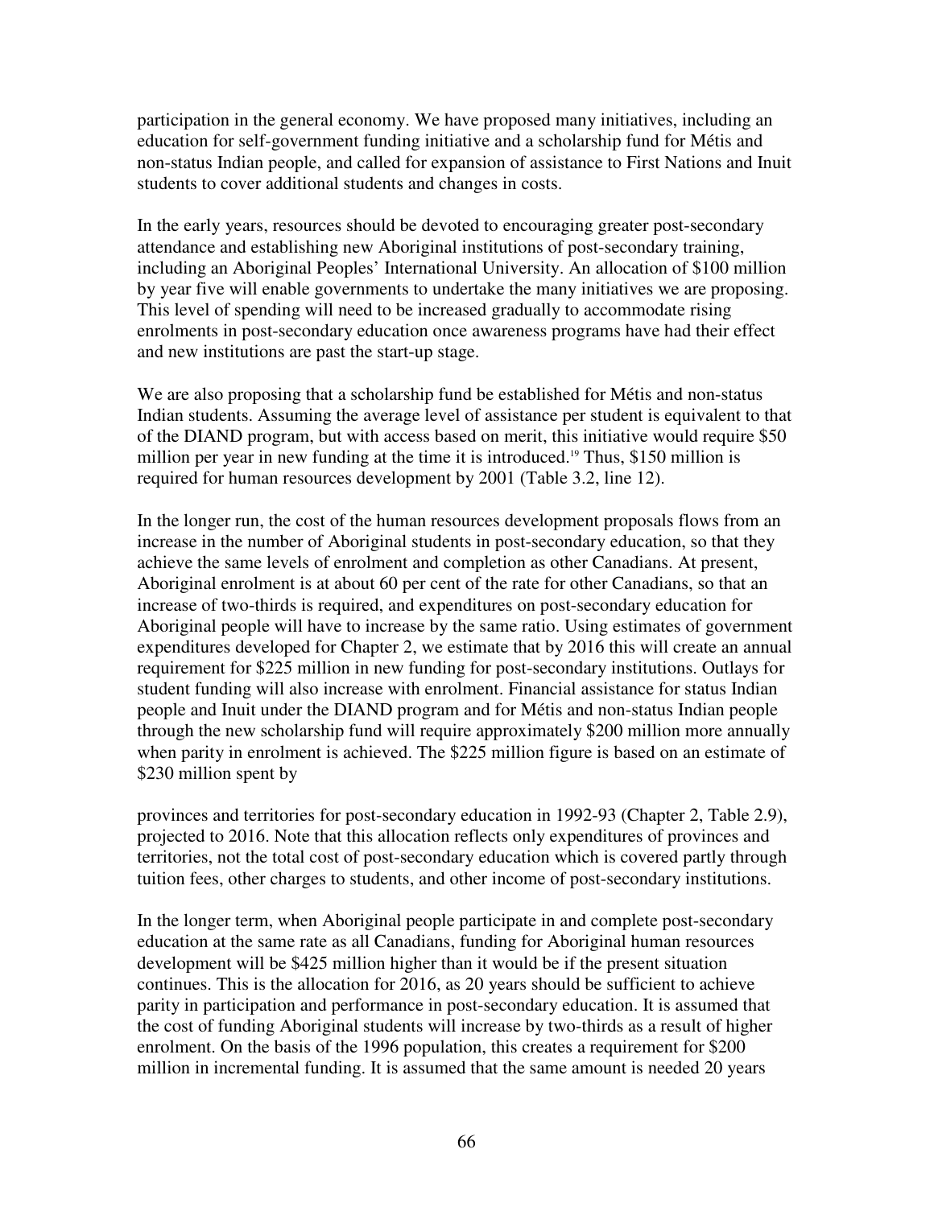participation in the general economy. We have proposed many initiatives, including an education for self-government funding initiative and a scholarship fund for Métis and non-status Indian people, and called for expansion of assistance to First Nations and Inuit students to cover additional students and changes in costs.

In the early years, resources should be devoted to encouraging greater post-secondary attendance and establishing new Aboriginal institutions of post-secondary training, including an Aboriginal Peoples' International University. An allocation of $100 million by year five will enable governments to undertake the many initiatives we are proposing. This level of spending will need to be increased gradually to accommodate rising enrolments in post-secondary education once awareness programs have had their effect and new institutions are past the start-up stage.

We are also proposing that a scholarship fund be established for Métis and non-status Indian students. Assuming the average level of assistance per student is equivalent to that of the DIAND program, but with access based on merit, this initiative would require $50 million per year in new funding at the time it is introduced.[19] Thus, $150 million is required for human resources development by 2001 (Table 3.2, line 12).

In the longer run, the cost of the human resources development proposals flows from an increase in the number of Aboriginal students in post-secondary education, so that they achieve the same levels of enrolment and completion as other Canadians. At present, Aboriginal enrolment is at about 60 per cent of the rate for other Canadians, so that an increase of two-thirds is required, and expenditures on post-secondary education for Aboriginal people will have to increase by the same ratio. Using estimates of government expenditures developed for Chapter 2, we estimate that by 2016 this will create an annual requirement for $225 million in new funding for post-secondary institutions. Outlays for student funding will also increase with enrolment. Financial assistance for status Indian people and Inuit under the DIAND program and for Métis and non-status Indian people through the new scholarship fund will require approximately $200 million more annually when parity in enrolment is achieved. The $225 million figure is based on an estimate of $230 million spent by

provinces and territories for post-secondary education in 1992-93 (Chapter 2, Table 2.9), projected to 2016. Note that this allocation reflects only expenditures of provinces and territories, not the total cost of post-secondary education which is covered partly through tuition fees, other charges to students, and other income of post-secondary institutions.

In the longer term, when Aboriginal people participate in and complete post-secondary education at the same rate as all Canadians, funding for Aboriginal human resources development will be $425 million higher than it would be if the present situation continues. This is the allocation for 2016, as 20 years should be sufficient to achieve parity in participation and performance in post-secondary education. It is assumed that the cost of funding Aboriginal students will increase by two-thirds as a result of higher enrolment. On the basis of the 1996 population, this creates a requirement for $200 million in incremental funding. It is assumed that the same amount is needed 20 years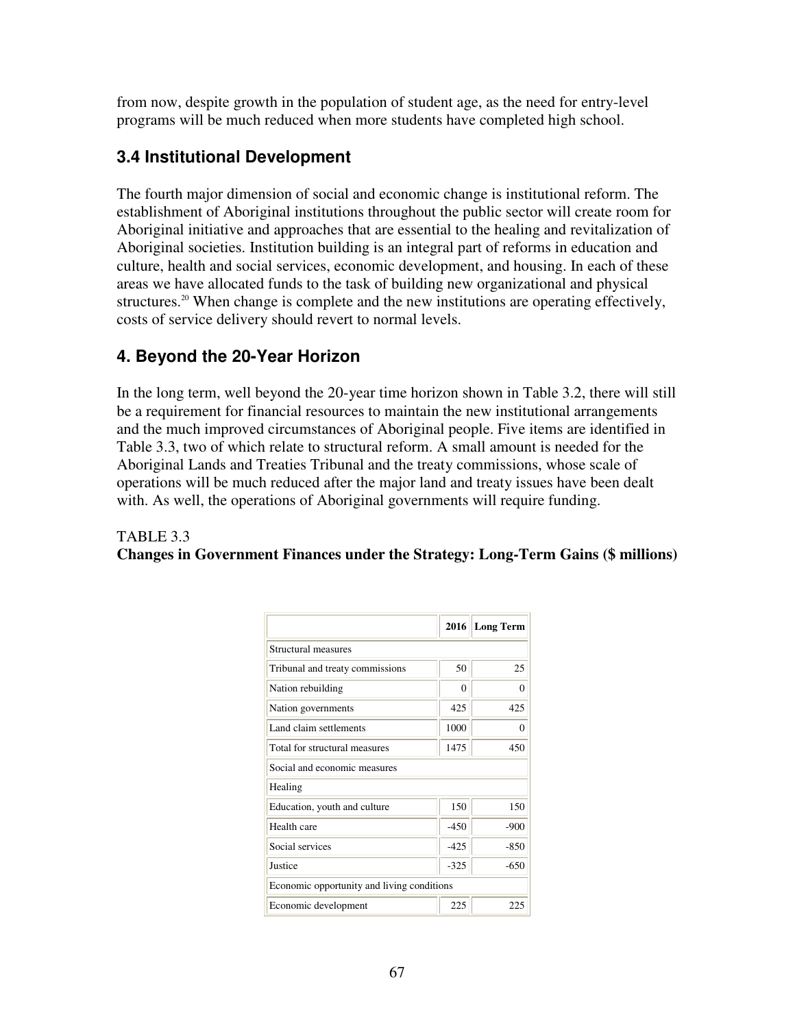from now, despite growth in the population of student age, as the need for entry-level programs will be much reduced when more students have completed high school.

## 3.4 Institutional Development

The fourth major dimension of social and economic change is institutional reform. The establishment of Aboriginal institutions throughout the public sector will create room for Aboriginal initiative and approaches that are essential to the healing and revitalization of Aboriginal societies. Institution building is an integral part of reforms in education and culture, health and social services, economic development, and housing. In each of these areas we have allocated funds to the task of building new organizational and physical structures.[20] When change is complete and the new institutions are operating effectively, costs of service delivery should revert to normal levels.

# 4. Beyond the 20-Year Horizon

In the long term, well beyond the 20-year time horizon shown in Table 3.2, there will still be a requirement for financial resources to maintain the new institutional arrangements and the much improved circumstances of Aboriginal people. Five items are identified in Table 3.3, two of which relate to structural reform. A small amount is needed for the Aboriginal Lands and Treaties Tribunal and the treaty commissions, whose scale of operations will be much reduced after the major land and treaty issues have been dealt with. As well, the operations of Aboriginal governments will require funding.

TABLE 3.3
**Changes in Government Finances under the Strategy: Long-Term Gains ($ millions)**

| | 2016 | Long Term |
|---|---|---|
| Structural measures | | |
| Tribunal and treaty commissions | 50 | 25 |
| Nation rebuilding | 0 | 0 |
| Nation governments | 425 | 425 |
| Land claim settlements | 1000 | 0 |
| Total for structural measures | 1475 | 450 |
| Social and economic measures | | |
| Healing | | |
| Education, youth and culture | 150 | 150 |
| Health care | -450 | -900 |
| Social services | -425 | -850 |
| Justice | -325 | -650 |
| Economic opportunity and living conditions | | |
| Economic development | 225 | 225 |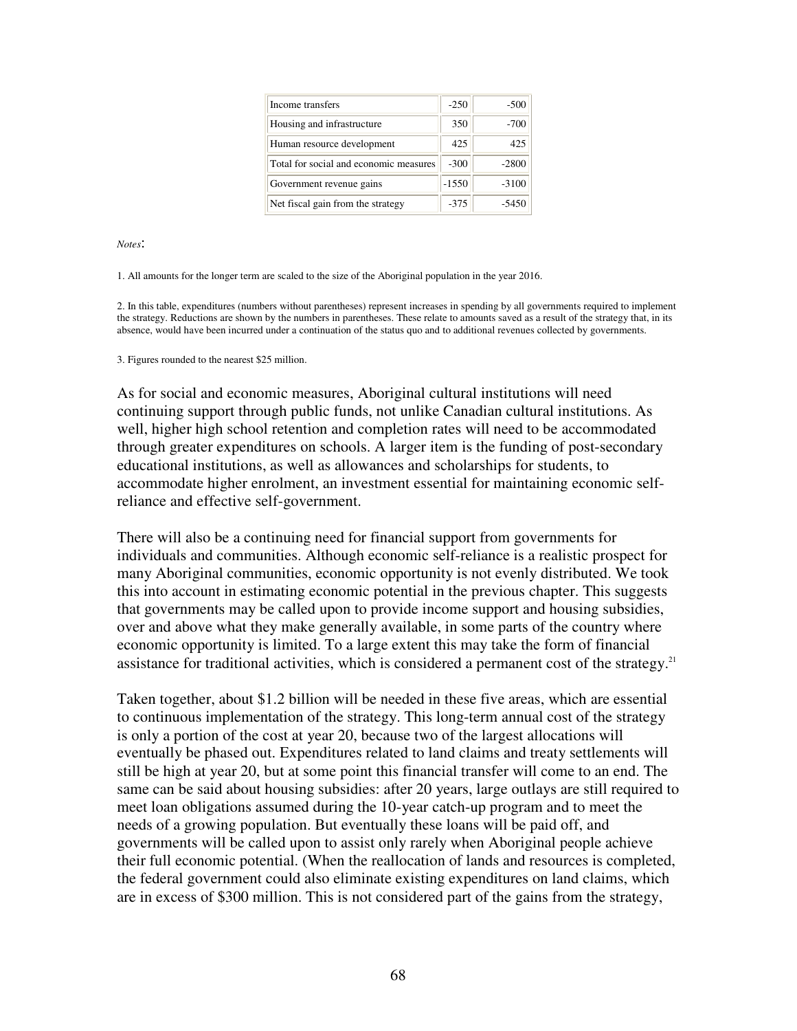| | | |
|---|---|---|
| Income transfers | -250 | -500 |
| Housing and infrastructure | 350 | -700 |
| Human resource development | 425 | 425 |
| Total for social and economic measures | -300 | -2800 |
| Government revenue gains | -1550 | -3100 |
| Net fiscal gain from the strategy | -375 | -5450 |

*Notes*:

1. All amounts for the longer term are scaled to the size of the Aboriginal population in the year 2016.

2. In this table, expenditures (numbers without parentheses) represent increases in spending by all governments required to implement the strategy. Reductions are shown by the numbers in parentheses. These relate to amounts saved as a result of the strategy that, in its absence, would have been incurred under a continuation of the status quo and to additional revenues collected by governments.

3. Figures rounded to the nearest $25 million.

As for social and economic measures, Aboriginal cultural institutions will need continuing support through public funds, not unlike Canadian cultural institutions. As well, higher high school retention and completion rates will need to be accommodated through greater expenditures on schools. A larger item is the funding of post-secondary educational institutions, as well as allowances and scholarships for students, to accommodate higher enrolment, an investment essential for maintaining economic self-reliance and effective self-government.

There will also be a continuing need for financial support from governments for individuals and communities. Although economic self-reliance is a realistic prospect for many Aboriginal communities, economic opportunity is not evenly distributed. We took this into account in estimating economic potential in the previous chapter. This suggests that governments may be called upon to provide income support and housing subsidies, over and above what they make generally available, in some parts of the country where economic opportunity is limited. To a large extent this may take the form of financial assistance for traditional activities, which is considered a permanent cost of the strategy.[21]

Taken together, about $1.2 billion will be needed in these five areas, which are essential to continuous implementation of the strategy. This long-term annual cost of the strategy is only a portion of the cost at year 20, because two of the largest allocations will eventually be phased out. Expenditures related to land claims and treaty settlements will still be high at year 20, but at some point this financial transfer will come to an end. The same can be said about housing subsidies: after 20 years, large outlays are still required to meet loan obligations assumed during the 10-year catch-up program and to meet the needs of a growing population. But eventually these loans will be paid off, and governments will be called upon to assist only rarely when Aboriginal people achieve their full economic potential. (When the reallocation of lands and resources is completed, the federal government could also eliminate existing expenditures on land claims, which are in excess of $300 million. This is not considered part of the gains from the strategy,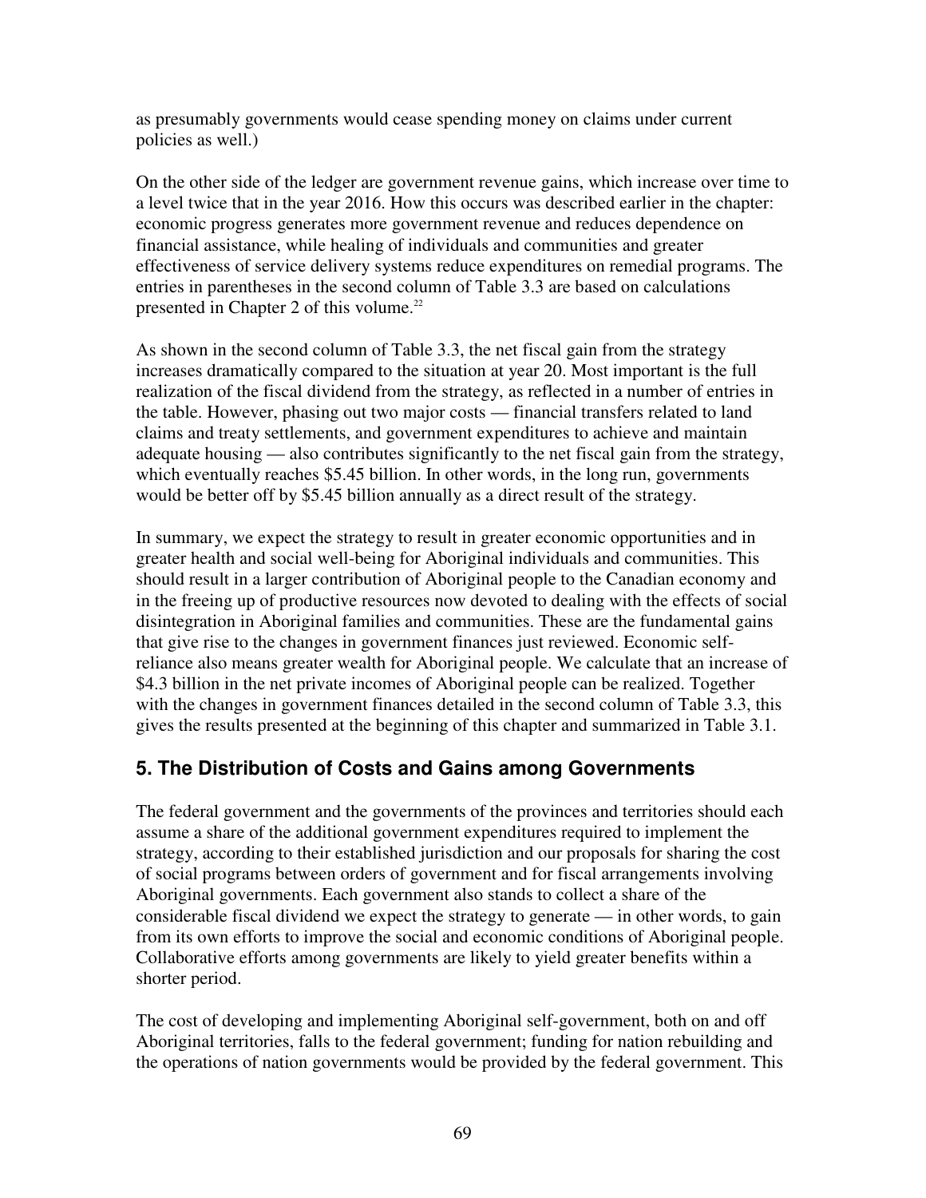as presumably governments would cease spending money on claims under current policies as well.)

On the other side of the ledger are government revenue gains, which increase over time to a level twice that in the year 2016. How this occurs was described earlier in the chapter: economic progress generates more government revenue and reduces dependence on financial assistance, while healing of individuals and communities and greater effectiveness of service delivery systems reduce expenditures on remedial programs. The entries in parentheses in the second column of Table 3.3 are based on calculations presented in Chapter 2 of this volume.[22]

As shown in the second column of Table 3.3, the net fiscal gain from the strategy increases dramatically compared to the situation at year 20. Most important is the full realization of the fiscal dividend from the strategy, as reflected in a number of entries in the table. However, phasing out two major costs — financial transfers related to land claims and treaty settlements, and government expenditures to achieve and maintain adequate housing — also contributes significantly to the net fiscal gain from the strategy, which eventually reaches $5.45 billion. In other words, in the long run, governments would be better off by $5.45 billion annually as a direct result of the strategy.

In summary, we expect the strategy to result in greater economic opportunities and in greater health and social well-being for Aboriginal individuals and communities. This should result in a larger contribution of Aboriginal people to the Canadian economy and in the freeing up of productive resources now devoted to dealing with the effects of social disintegration in Aboriginal families and communities. These are the fundamental gains that give rise to the changes in government finances just reviewed. Economic self-reliance also means greater wealth for Aboriginal people. We calculate that an increase of $4.3 billion in the net private incomes of Aboriginal people can be realized. Together with the changes in government finances detailed in the second column of Table 3.3, this gives the results presented at the beginning of this chapter and summarized in Table 3.1.

## 5. The Distribution of Costs and Gains among Governments

The federal government and the governments of the provinces and territories should each assume a share of the additional government expenditures required to implement the strategy, according to their established jurisdiction and our proposals for sharing the cost of social programs between orders of government and for fiscal arrangements involving Aboriginal governments. Each government also stands to collect a share of the considerable fiscal dividend we expect the strategy to generate — in other words, to gain from its own efforts to improve the social and economic conditions of Aboriginal people. Collaborative efforts among governments are likely to yield greater benefits within a shorter period.

The cost of developing and implementing Aboriginal self-government, both on and off Aboriginal territories, falls to the federal government; funding for nation rebuilding and the operations of nation governments would be provided by the federal government. This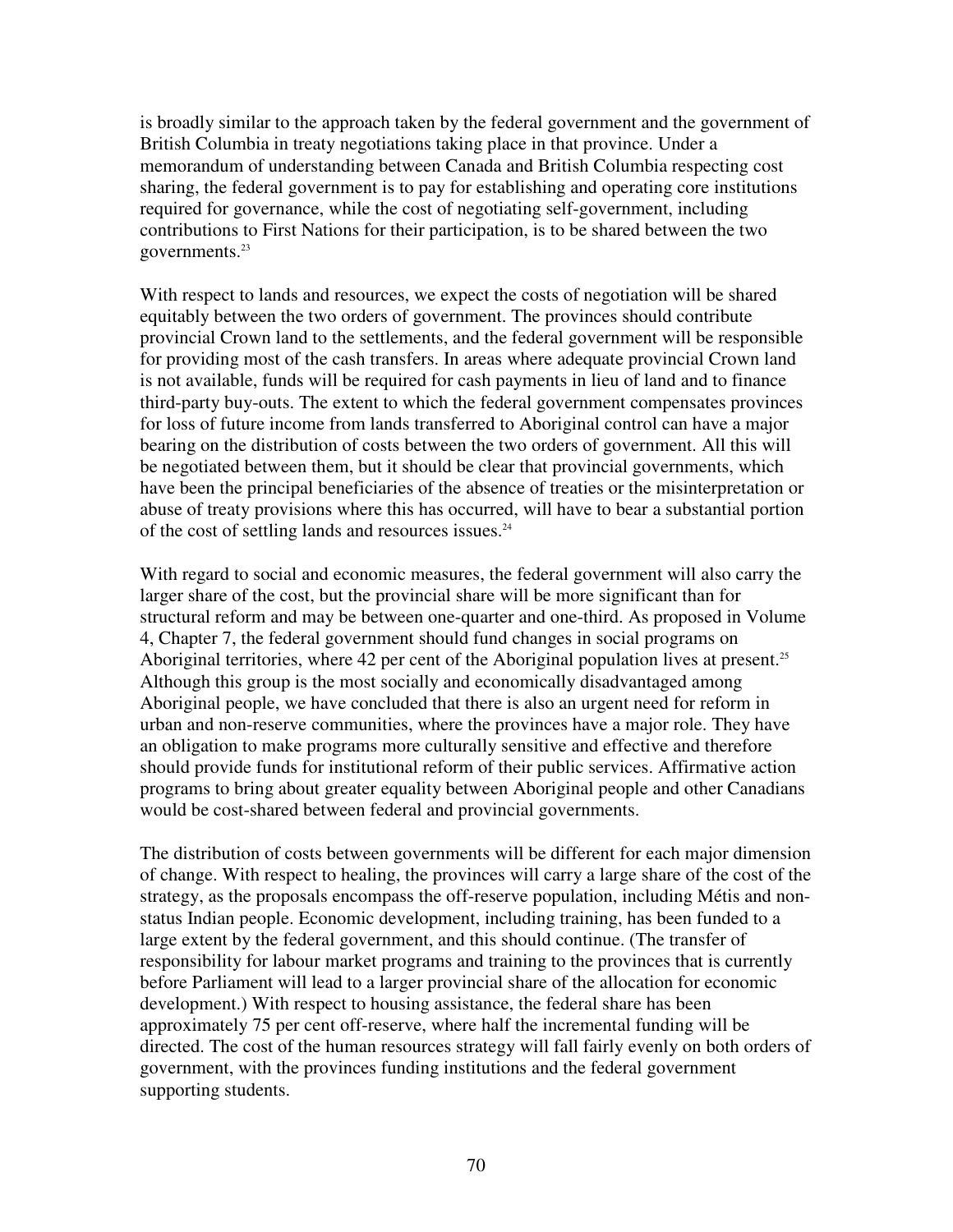is broadly similar to the approach taken by the federal government and the government of British Columbia in treaty negotiations taking place in that province. Under a memorandum of understanding between Canada and British Columbia respecting cost sharing, the federal government is to pay for establishing and operating core institutions required for governance, while the cost of negotiating self-government, including contributions to First Nations for their participation, is to be shared between the two governments.[23]

With respect to lands and resources, we expect the costs of negotiation will be shared equitably between the two orders of government. The provinces should contribute provincial Crown land to the settlements, and the federal government will be responsible for providing most of the cash transfers. In areas where adequate provincial Crown land is not available, funds will be required for cash payments in lieu of land and to finance third-party buy-outs. The extent to which the federal government compensates provinces for loss of future income from lands transferred to Aboriginal control can have a major bearing on the distribution of costs between the two orders of government. All this will be negotiated between them, but it should be clear that provincial governments, which have been the principal beneficiaries of the absence of treaties or the misinterpretation or abuse of treaty provisions where this has occurred, will have to bear a substantial portion of the cost of settling lands and resources issues.[24]

With regard to social and economic measures, the federal government will also carry the larger share of the cost, but the provincial share will be more significant than for structural reform and may be between one-quarter and one-third. As proposed in Volume 4, Chapter 7, the federal government should fund changes in social programs on Aboriginal territories, where 42 per cent of the Aboriginal population lives at present.[25] Although this group is the most socially and economically disadvantaged among Aboriginal people, we have concluded that there is also an urgent need for reform in urban and non-reserve communities, where the provinces have a major role. They have an obligation to make programs more culturally sensitive and effective and therefore should provide funds for institutional reform of their public services. Affirmative action programs to bring about greater equality between Aboriginal people and other Canadians would be cost-shared between federal and provincial governments.

The distribution of costs between governments will be different for each major dimension of change. With respect to healing, the provinces will carry a large share of the cost of the strategy, as the proposals encompass the off-reserve population, including Métis and non-status Indian people. Economic development, including training, has been funded to a large extent by the federal government, and this should continue. (The transfer of responsibility for labour market programs and training to the provinces that is currently before Parliament will lead to a larger provincial share of the allocation for economic development.) With respect to housing assistance, the federal share has been approximately 75 per cent off-reserve, where half the incremental funding will be directed. The cost of the human resources strategy will fall fairly evenly on both orders of government, with the provinces funding institutions and the federal government supporting students.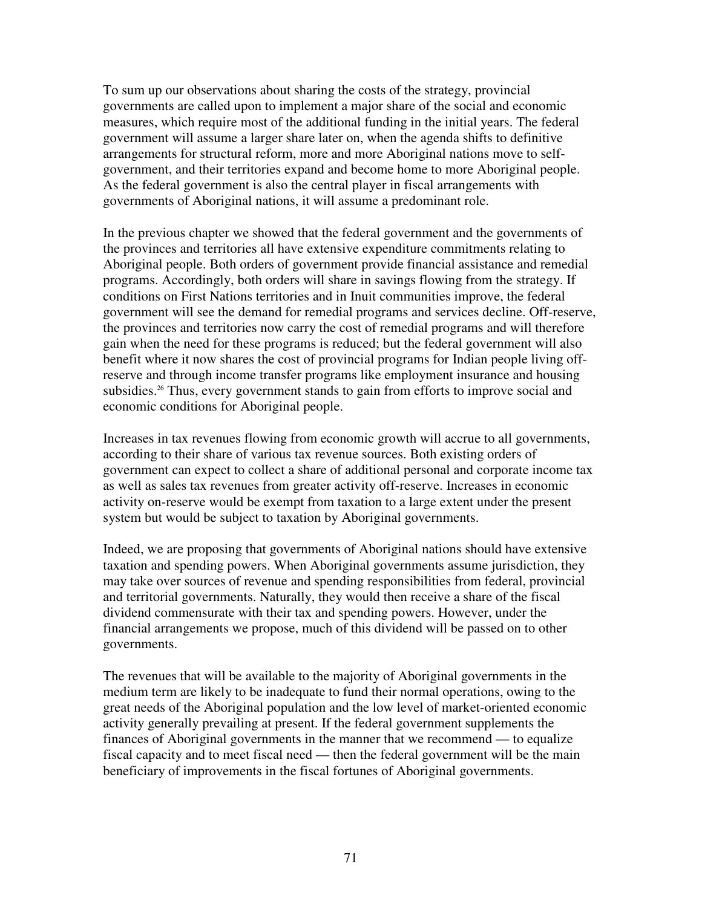To sum up our observations about sharing the costs of the strategy, provincial governments are called upon to implement a major share of the social and economic measures, which require most of the additional funding in the initial years. The federal government will assume a larger share later on, when the agenda shifts to definitive arrangements for structural reform, more and more Aboriginal nations move to self-government, and their territories expand and become home to more Aboriginal people. As the federal government is also the central player in fiscal arrangements with governments of Aboriginal nations, it will assume a predominant role.

In the previous chapter we showed that the federal government and the governments of the provinces and territories all have extensive expenditure commitments relating to Aboriginal people. Both orders of government provide financial assistance and remedial programs. Accordingly, both orders will share in savings flowing from the strategy. If conditions on First Nations territories and in Inuit communities improve, the federal government will see the demand for remedial programs and services decline. Off-reserve, the provinces and territories now carry the cost of remedial programs and will therefore gain when the need for these programs is reduced; but the federal government will also benefit where it now shares the cost of provincial programs for Indian people living off-reserve and through income transfer programs like employment insurance and housing subsidies.[26] Thus, every government stands to gain from efforts to improve social and economic conditions for Aboriginal people.

Increases in tax revenues flowing from economic growth will accrue to all governments, according to their share of various tax revenue sources. Both existing orders of government can expect to collect a share of additional personal and corporate income tax as well as sales tax revenues from greater activity off-reserve. Increases in economic activity on-reserve would be exempt from taxation to a large extent under the present system but would be subject to taxation by Aboriginal governments.

Indeed, we are proposing that governments of Aboriginal nations should have extensive taxation and spending powers. When Aboriginal governments assume jurisdiction, they may take over sources of revenue and spending responsibilities from federal, provincial and territorial governments. Naturally, they would then receive a share of the fiscal dividend commensurate with their tax and spending powers. However, under the financial arrangements we propose, much of this dividend will be passed on to other governments.

The revenues that will be available to the majority of Aboriginal governments in the medium term are likely to be inadequate to fund their normal operations, owing to the great needs of the Aboriginal population and the low level of market-oriented economic activity generally prevailing at present. If the federal government supplements the finances of Aboriginal governments in the manner that we recommend — to equalize fiscal capacity and to meet fiscal need — then the federal government will be the main beneficiary of improvements in the fiscal fortunes of Aboriginal governments.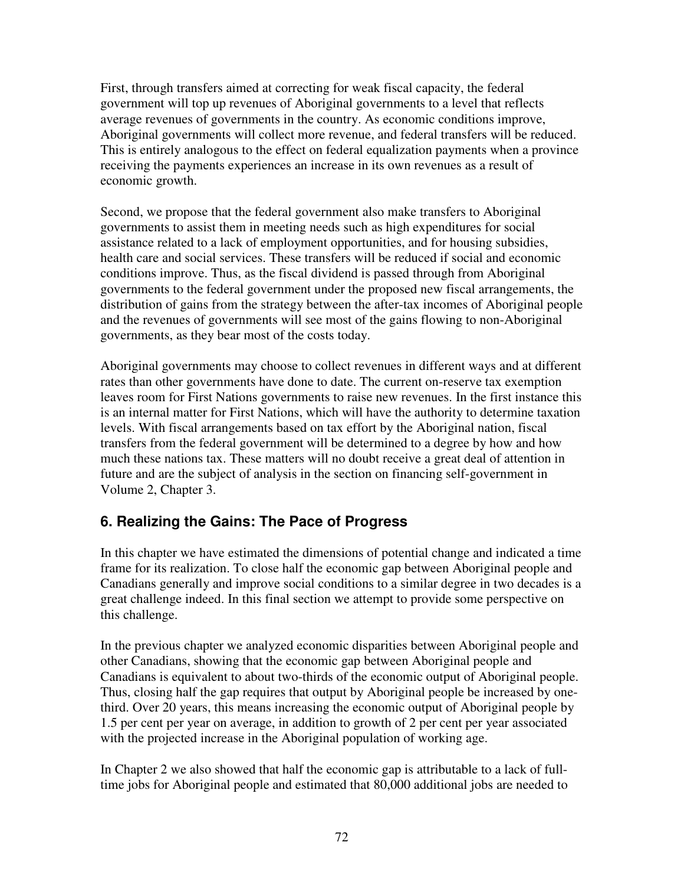First, through transfers aimed at correcting for weak fiscal capacity, the federal government will top up revenues of Aboriginal governments to a level that reflects average revenues of governments in the country. As economic conditions improve, Aboriginal governments will collect more revenue, and federal transfers will be reduced. This is entirely analogous to the effect on federal equalization payments when a province receiving the payments experiences an increase in its own revenues as a result of economic growth.

Second, we propose that the federal government also make transfers to Aboriginal governments to assist them in meeting needs such as high expenditures for social assistance related to a lack of employment opportunities, and for housing subsidies, health care and social services. These transfers will be reduced if social and economic conditions improve. Thus, as the fiscal dividend is passed through from Aboriginal governments to the federal government under the proposed new fiscal arrangements, the distribution of gains from the strategy between the after-tax incomes of Aboriginal people and the revenues of governments will see most of the gains flowing to non-Aboriginal governments, as they bear most of the costs today.

Aboriginal governments may choose to collect revenues in different ways and at different rates than other governments have done to date. The current on-reserve tax exemption leaves room for First Nations governments to raise new revenues. In the first instance this is an internal matter for First Nations, which will have the authority to determine taxation levels. With fiscal arrangements based on tax effort by the Aboriginal nation, fiscal transfers from the federal government will be determined to a degree by how and how much these nations tax. These matters will no doubt receive a great deal of attention in future and are the subject of analysis in the section on financing self-government in Volume 2, Chapter 3.

## 6. Realizing the Gains: The Pace of Progress

In this chapter we have estimated the dimensions of potential change and indicated a time frame for its realization. To close half the economic gap between Aboriginal people and Canadians generally and improve social conditions to a similar degree in two decades is a great challenge indeed. In this final section we attempt to provide some perspective on this challenge.

In the previous chapter we analyzed economic disparities between Aboriginal people and other Canadians, showing that the economic gap between Aboriginal people and Canadians is equivalent to about two-thirds of the economic output of Aboriginal people. Thus, closing half the gap requires that output by Aboriginal people be increased by one-third. Over 20 years, this means increasing the economic output of Aboriginal people by 1.5 per cent per year on average, in addition to growth of 2 per cent per year associated with the projected increase in the Aboriginal population of working age.

In Chapter 2 we also showed that half the economic gap is attributable to a lack of full-time jobs for Aboriginal people and estimated that 80,000 additional jobs are needed to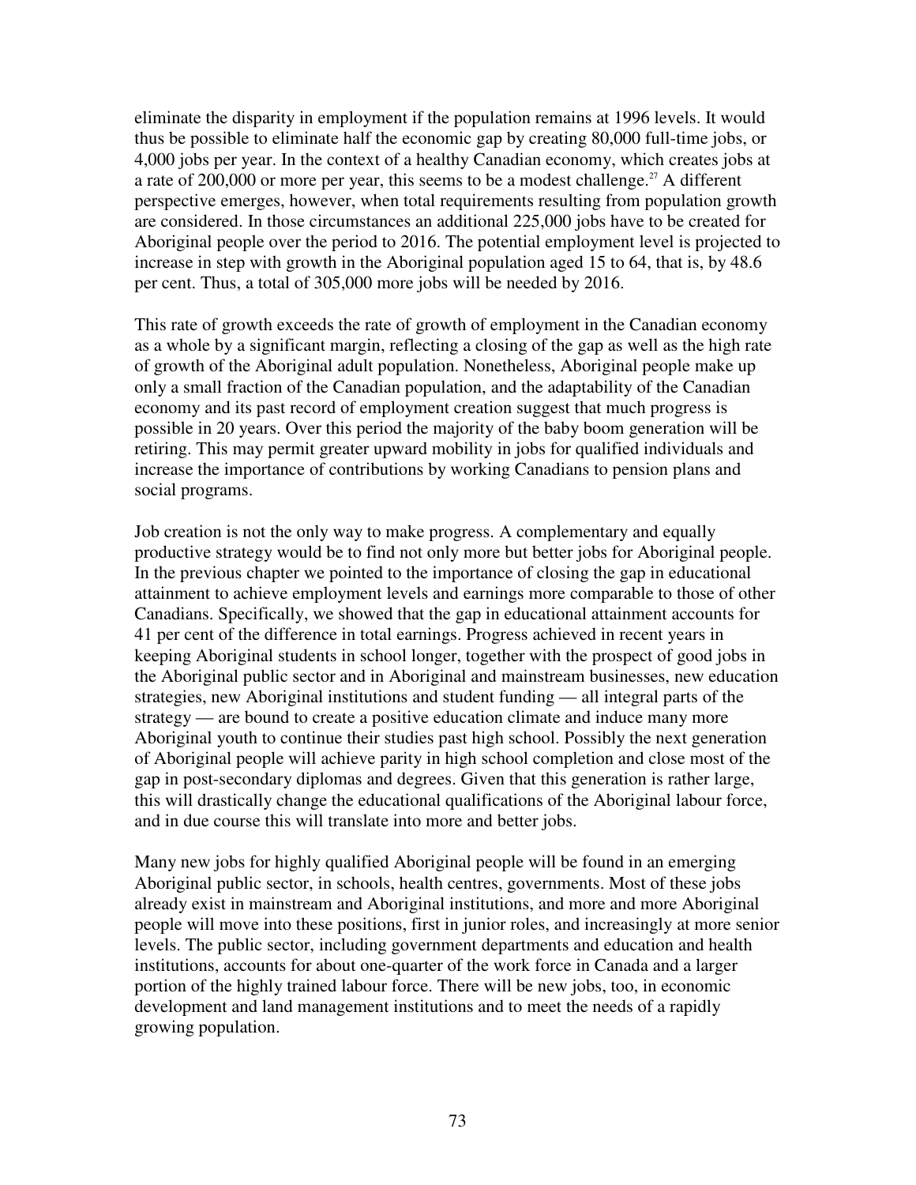eliminate the disparity in employment if the population remains at 1996 levels. It would thus be possible to eliminate half the economic gap by creating 80,000 full-time jobs, or 4,000 jobs per year. In the context of a healthy Canadian economy, which creates jobs at a rate of 200,000 or more per year, this seems to be a modest challenge.[27] A different perspective emerges, however, when total requirements resulting from population growth are considered. In those circumstances an additional 225,000 jobs have to be created for Aboriginal people over the period to 2016. The potential employment level is projected to increase in step with growth in the Aboriginal population aged 15 to 64, that is, by 48.6 per cent. Thus, a total of 305,000 more jobs will be needed by 2016.

This rate of growth exceeds the rate of growth of employment in the Canadian economy as a whole by a significant margin, reflecting a closing of the gap as well as the high rate of growth of the Aboriginal adult population. Nonetheless, Aboriginal people make up only a small fraction of the Canadian population, and the adaptability of the Canadian economy and its past record of employment creation suggest that much progress is possible in 20 years. Over this period the majority of the baby boom generation will be retiring. This may permit greater upward mobility in jobs for qualified individuals and increase the importance of contributions by working Canadians to pension plans and social programs.

Job creation is not the only way to make progress. A complementary and equally productive strategy would be to find not only more but better jobs for Aboriginal people. In the previous chapter we pointed to the importance of closing the gap in educational attainment to achieve employment levels and earnings more comparable to those of other Canadians. Specifically, we showed that the gap in educational attainment accounts for 41 per cent of the difference in total earnings. Progress achieved in recent years in keeping Aboriginal students in school longer, together with the prospect of good jobs in the Aboriginal public sector and in Aboriginal and mainstream businesses, new education strategies, new Aboriginal institutions and student funding — all integral parts of the strategy — are bound to create a positive education climate and induce many more Aboriginal youth to continue their studies past high school. Possibly the next generation of Aboriginal people will achieve parity in high school completion and close most of the gap in post-secondary diplomas and degrees. Given that this generation is rather large, this will drastically change the educational qualifications of the Aboriginal labour force, and in due course this will translate into more and better jobs.

Many new jobs for highly qualified Aboriginal people will be found in an emerging Aboriginal public sector, in schools, health centres, governments. Most of these jobs already exist in mainstream and Aboriginal institutions, and more and more Aboriginal people will move into these positions, first in junior roles, and increasingly at more senior levels. The public sector, including government departments and education and health institutions, accounts for about one-quarter of the work force in Canada and a larger portion of the highly trained labour force. There will be new jobs, too, in economic development and land management institutions and to meet the needs of a rapidly growing population.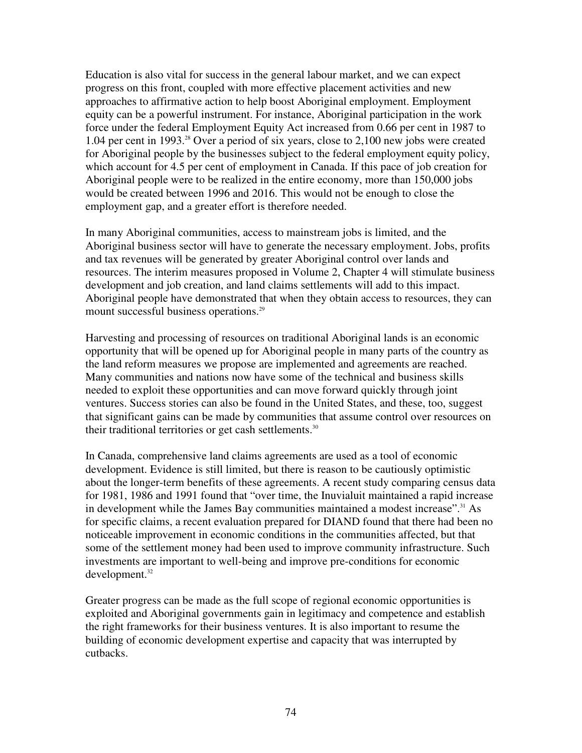Education is also vital for success in the general labour market, and we can expect progress on this front, coupled with more effective placement activities and new approaches to affirmative action to help boost Aboriginal employment. Employment equity can be a powerful instrument. For instance, Aboriginal participation in the work force under the federal Employment Equity Act increased from 0.66 per cent in 1987 to 1.04 per cent in 1993.[28] Over a period of six years, close to 2,100 new jobs were created for Aboriginal people by the businesses subject to the federal employment equity policy, which account for 4.5 per cent of employment in Canada. If this pace of job creation for Aboriginal people were to be realized in the entire economy, more than 150,000 jobs would be created between 1996 and 2016. This would not be enough to close the employment gap, and a greater effort is therefore needed.

In many Aboriginal communities, access to mainstream jobs is limited, and the Aboriginal business sector will have to generate the necessary employment. Jobs, profits and tax revenues will be generated by greater Aboriginal control over lands and resources. The interim measures proposed in Volume 2, Chapter 4 will stimulate business development and job creation, and land claims settlements will add to this impact. Aboriginal people have demonstrated that when they obtain access to resources, they can mount successful business operations.[29]

Harvesting and processing of resources on traditional Aboriginal lands is an economic opportunity that will be opened up for Aboriginal people in many parts of the country as the land reform measures we propose are implemented and agreements are reached. Many communities and nations now have some of the technical and business skills needed to exploit these opportunities and can move forward quickly through joint ventures. Success stories can also be found in the United States, and these, too, suggest that significant gains can be made by communities that assume control over resources on their traditional territories or get cash settlements.[30]

In Canada, comprehensive land claims agreements are used as a tool of economic development. Evidence is still limited, but there is reason to be cautiously optimistic about the longer-term benefits of these agreements. A recent study comparing census data for 1981, 1986 and 1991 found that "over time, the Inuvialuit maintained a rapid increase in development while the James Bay communities maintained a modest increase".[31] As for specific claims, a recent evaluation prepared for DIAND found that there had been no noticeable improvement in economic conditions in the communities affected, but that some of the settlement money had been used to improve community infrastructure. Such investments are important to well-being and improve pre-conditions for economic development.[32]

Greater progress can be made as the full scope of regional economic opportunities is exploited and Aboriginal governments gain in legitimacy and competence and establish the right frameworks for their business ventures. It is also important to resume the building of economic development expertise and capacity that was interrupted by cutbacks.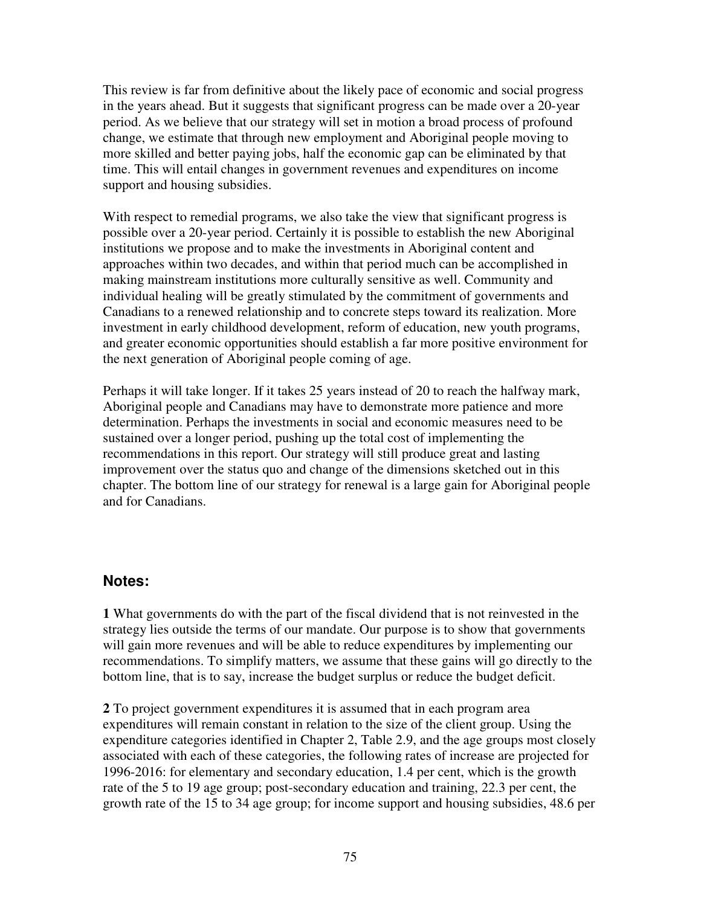This review is far from definitive about the likely pace of economic and social progress in the years ahead. But it suggests that significant progress can be made over a 20-year period. As we believe that our strategy will set in motion a broad process of profound change, we estimate that through new employment and Aboriginal people moving to more skilled and better paying jobs, half the economic gap can be eliminated by that time. This will entail changes in government revenues and expenditures on income support and housing subsidies.

With respect to remedial programs, we also take the view that significant progress is possible over a 20-year period. Certainly it is possible to establish the new Aboriginal institutions we propose and to make the investments in Aboriginal content and approaches within two decades, and within that period much can be accomplished in making mainstream institutions more culturally sensitive as well. Community and individual healing will be greatly stimulated by the commitment of governments and Canadians to a renewed relationship and to concrete steps toward its realization. More investment in early childhood development, reform of education, new youth programs, and greater economic opportunities should establish a far more positive environment for the next generation of Aboriginal people coming of age.

Perhaps it will take longer. If it takes 25 years instead of 20 to reach the halfway mark, Aboriginal people and Canadians may have to demonstrate more patience and more determination. Perhaps the investments in social and economic measures need to be sustained over a longer period, pushing up the total cost of implementing the recommendations in this report. Our strategy will still produce great and lasting improvement over the status quo and change of the dimensions sketched out in this chapter. The bottom line of our strategy for renewal is a large gain for Aboriginal people and for Canadians.

## Notes:

**1** What governments do with the part of the fiscal dividend that is not reinvested in the strategy lies outside the terms of our mandate. Our purpose is to show that governments will gain more revenues and will be able to reduce expenditures by implementing our recommendations. To simplify matters, we assume that these gains will go directly to the bottom line, that is to say, increase the budget surplus or reduce the budget deficit.

**2** To project government expenditures it is assumed that in each program area expenditures will remain constant in relation to the size of the client group. Using the expenditure categories identified in Chapter 2, Table 2.9, and the age groups most closely associated with each of these categories, the following rates of increase are projected for 1996-2016: for elementary and secondary education, 1.4 per cent, which is the growth rate of the 5 to 19 age group; post-secondary education and training, 22.3 per cent, the growth rate of the 15 to 34 age group; for income support and housing subsidies, 48.6 per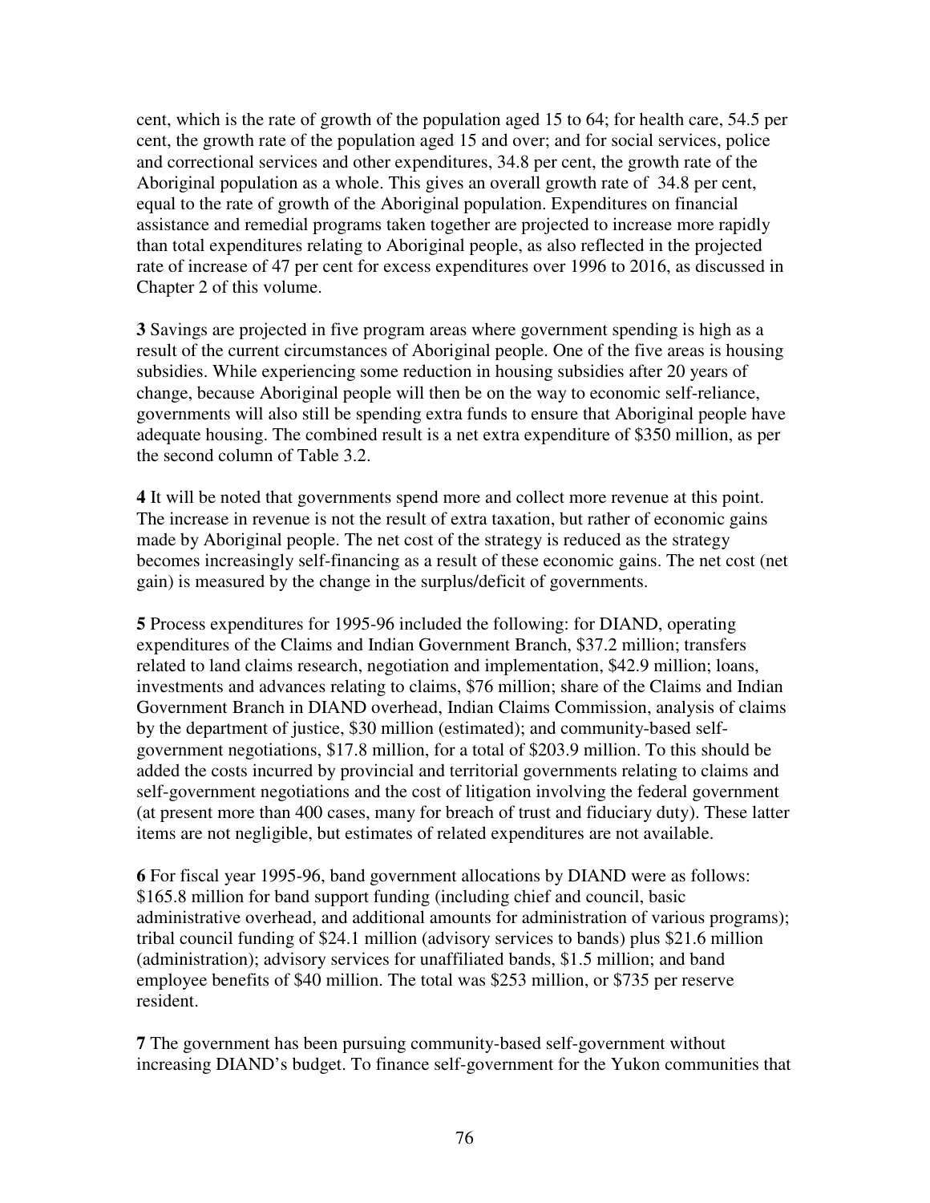cent, which is the rate of growth of the population aged 15 to 64; for health care, 54.5 per cent, the growth rate of the population aged 15 and over; and for social services, police and correctional services and other expenditures, 34.8 per cent, the growth rate of the Aboriginal population as a whole. This gives an overall growth rate of 34.8 per cent, equal to the rate of growth of the Aboriginal population. Expenditures on financial assistance and remedial programs taken together are projected to increase more rapidly than total expenditures relating to Aboriginal people, as also reflected in the projected rate of increase of 47 per cent for excess expenditures over 1996 to 2016, as discussed in Chapter 2 of this volume.

**3** Savings are projected in five program areas where government spending is high as a result of the current circumstances of Aboriginal people. One of the five areas is housing subsidies. While experiencing some reduction in housing subsidies after 20 years of change, because Aboriginal people will then be on the way to economic self-reliance, governments will also still be spending extra funds to ensure that Aboriginal people have adequate housing. The combined result is a net extra expenditure of $350 million, as per the second column of Table 3.2.

**4** It will be noted that governments spend more and collect more revenue at this point. The increase in revenue is not the result of extra taxation, but rather of economic gains made by Aboriginal people. The net cost of the strategy is reduced as the strategy becomes increasingly self-financing as a result of these economic gains. The net cost (net gain) is measured by the change in the surplus/deficit of governments.

**5** Process expenditures for 1995-96 included the following: for DIAND, operating expenditures of the Claims and Indian Government Branch, $37.2 million; transfers related to land claims research, negotiation and implementation, $42.9 million; loans, investments and advances relating to claims, $76 million; share of the Claims and Indian Government Branch in DIAND overhead, Indian Claims Commission, analysis of claims by the department of justice, $30 million (estimated); and community-based self-government negotiations, $17.8 million, for a total of $203.9 million. To this should be added the costs incurred by provincial and territorial governments relating to claims and self-government negotiations and the cost of litigation involving the federal government (at present more than 400 cases, many for breach of trust and fiduciary duty). These latter items are not negligible, but estimates of related expenditures are not available.

**6** For fiscal year 1995-96, band government allocations by DIAND were as follows: $165.8 million for band support funding (including chief and council, basic administrative overhead, and additional amounts for administration of various programs); tribal council funding of $24.1 million (advisory services to bands) plus $21.6 million (administration); advisory services for unaffiliated bands, $1.5 million; and band employee benefits of $40 million. The total was $253 million, or $735 per reserve resident.

**7** The government has been pursuing community-based self-government without increasing DIAND's budget. To finance self-government for the Yukon communities that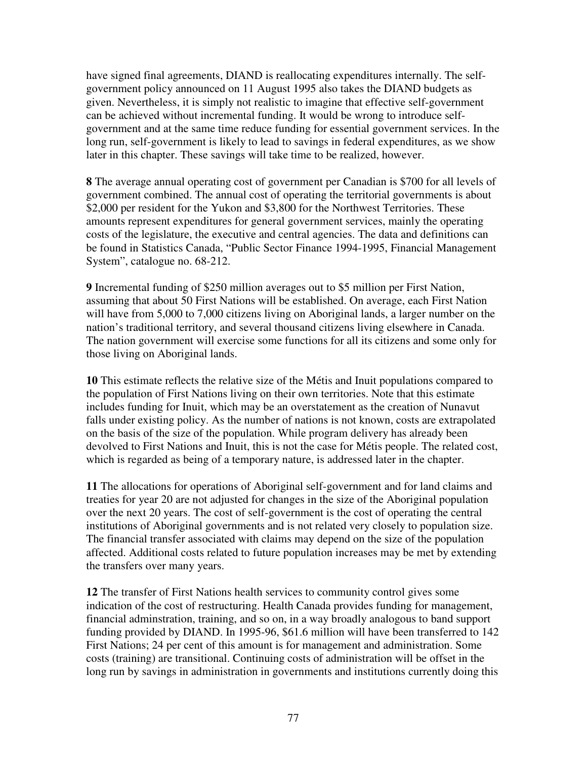have signed final agreements, DIAND is reallocating expenditures internally. The self-government policy announced on 11 August 1995 also takes the DIAND budgets as given. Nevertheless, it is simply not realistic to imagine that effective self-government can be achieved without incremental funding. It would be wrong to introduce self-government and at the same time reduce funding for essential government services. In the long run, self-government is likely to lead to savings in federal expenditures, as we show later in this chapter. These savings will take time to be realized, however.

**8** The average annual operating cost of government per Canadian is $700 for all levels of government combined. The annual cost of operating the territorial governments is about $2,000 per resident for the Yukon and $3,800 for the Northwest Territories. These amounts represent expenditures for general government services, mainly the operating costs of the legislature, the executive and central agencies. The data and definitions can be found in Statistics Canada, "Public Sector Finance 1994-1995, Financial Management System", catalogue no. 68-212.

**9** Incremental funding of $250 million averages out to $5 million per First Nation, assuming that about 50 First Nations will be established. On average, each First Nation will have from 5,000 to 7,000 citizens living on Aboriginal lands, a larger number on the nation's traditional territory, and several thousand citizens living elsewhere in Canada. The nation government will exercise some functions for all its citizens and some only for those living on Aboriginal lands.

**10** This estimate reflects the relative size of the Métis and Inuit populations compared to the population of First Nations living on their own territories. Note that this estimate includes funding for Inuit, which may be an overstatement as the creation of Nunavut falls under existing policy. As the number of nations is not known, costs are extrapolated on the basis of the size of the population. While program delivery has already been devolved to First Nations and Inuit, this is not the case for Métis people. The related cost, which is regarded as being of a temporary nature, is addressed later in the chapter.

**11** The allocations for operations of Aboriginal self-government and for land claims and treaties for year 20 are not adjusted for changes in the size of the Aboriginal population over the next 20 years. The cost of self-government is the cost of operating the central institutions of Aboriginal governments and is not related very closely to population size. The financial transfer associated with claims may depend on the size of the population affected. Additional costs related to future population increases may be met by extending the transfers over many years.

**12** The transfer of First Nations health services to community control gives some indication of the cost of restructuring. Health Canada provides funding for management, financial adminstration, training, and so on, in a way broadly analogous to band support funding provided by DIAND. In 1995-96, $61.6 million will have been transferred to 142 First Nations; 24 per cent of this amount is for management and administration. Some costs (training) are transitional. Continuing costs of administration will be offset in the long run by savings in administration in governments and institutions currently doing this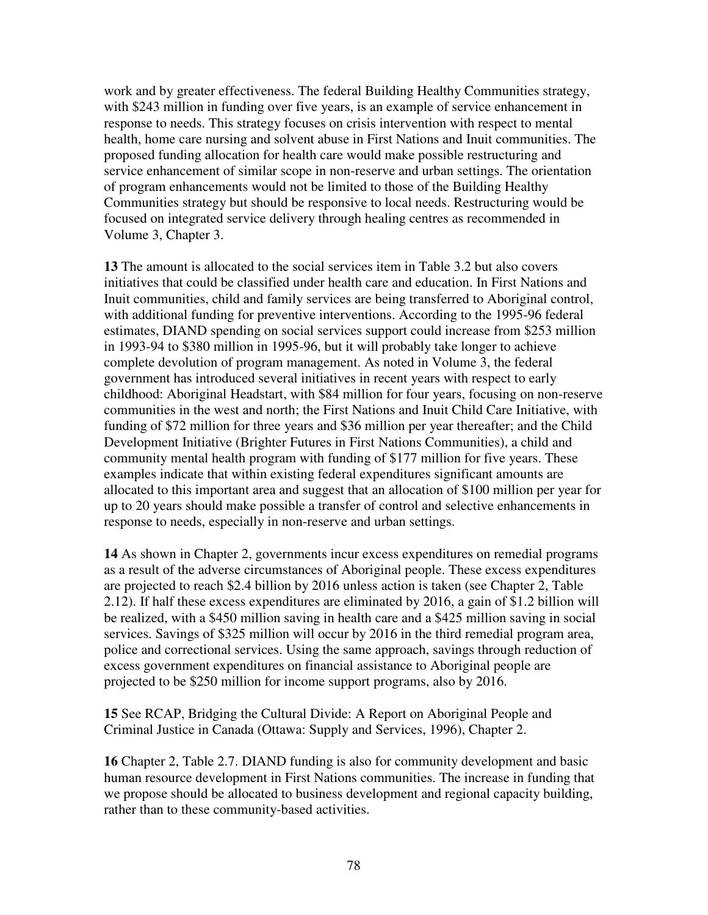work and by greater effectiveness. The federal Building Healthy Communities strategy, with $243 million in funding over five years, is an example of service enhancement in response to needs. This strategy focuses on crisis intervention with respect to mental health, home care nursing and solvent abuse in First Nations and Inuit communities. The proposed funding allocation for health care would make possible restructuring and service enhancement of similar scope in non-reserve and urban settings. The orientation of program enhancements would not be limited to those of the Building Healthy Communities strategy but should be responsive to local needs. Restructuring would be focused on integrated service delivery through healing centres as recommended in Volume 3, Chapter 3.

**13** The amount is allocated to the social services item in Table 3.2 but also covers initiatives that could be classified under health care and education. In First Nations and Inuit communities, child and family services are being transferred to Aboriginal control, with additional funding for preventive interventions. According to the 1995-96 federal estimates, DIAND spending on social services support could increase from $253 million in 1993-94 to $380 million in 1995-96, but it will probably take longer to achieve complete devolution of program management. As noted in Volume 3, the federal government has introduced several initiatives in recent years with respect to early childhood: Aboriginal Headstart, with $84 million for four years, focusing on non-reserve communities in the west and north; the First Nations and Inuit Child Care Initiative, with funding of $72 million for three years and $36 million per year thereafter; and the Child Development Initiative (Brighter Futures in First Nations Communities), a child and community mental health program with funding of $177 million for five years. These examples indicate that within existing federal expenditures significant amounts are allocated to this important area and suggest that an allocation of $100 million per year for up to 20 years should make possible a transfer of control and selective enhancements in response to needs, especially in non-reserve and urban settings.

**14** As shown in Chapter 2, governments incur excess expenditures on remedial programs as a result of the adverse circumstances of Aboriginal people. These excess expenditures are projected to reach $2.4 billion by 2016 unless action is taken (see Chapter 2, Table 2.12). If half these excess expenditures are eliminated by 2016, a gain of $1.2 billion will be realized, with a $450 million saving in health care and a $425 million saving in social services. Savings of $325 million will occur by 2016 in the third remedial program area, police and correctional services. Using the same approach, savings through reduction of excess government expenditures on financial assistance to Aboriginal people are projected to be $250 million for income support programs, also by 2016.

**15** See RCAP, Bridging the Cultural Divide: A Report on Aboriginal People and Criminal Justice in Canada (Ottawa: Supply and Services, 1996), Chapter 2.

**16** Chapter 2, Table 2.7. DIAND funding is also for community development and basic human resource development in First Nations communities. The increase in funding that we propose should be allocated to business development and regional capacity building, rather than to these community-based activities.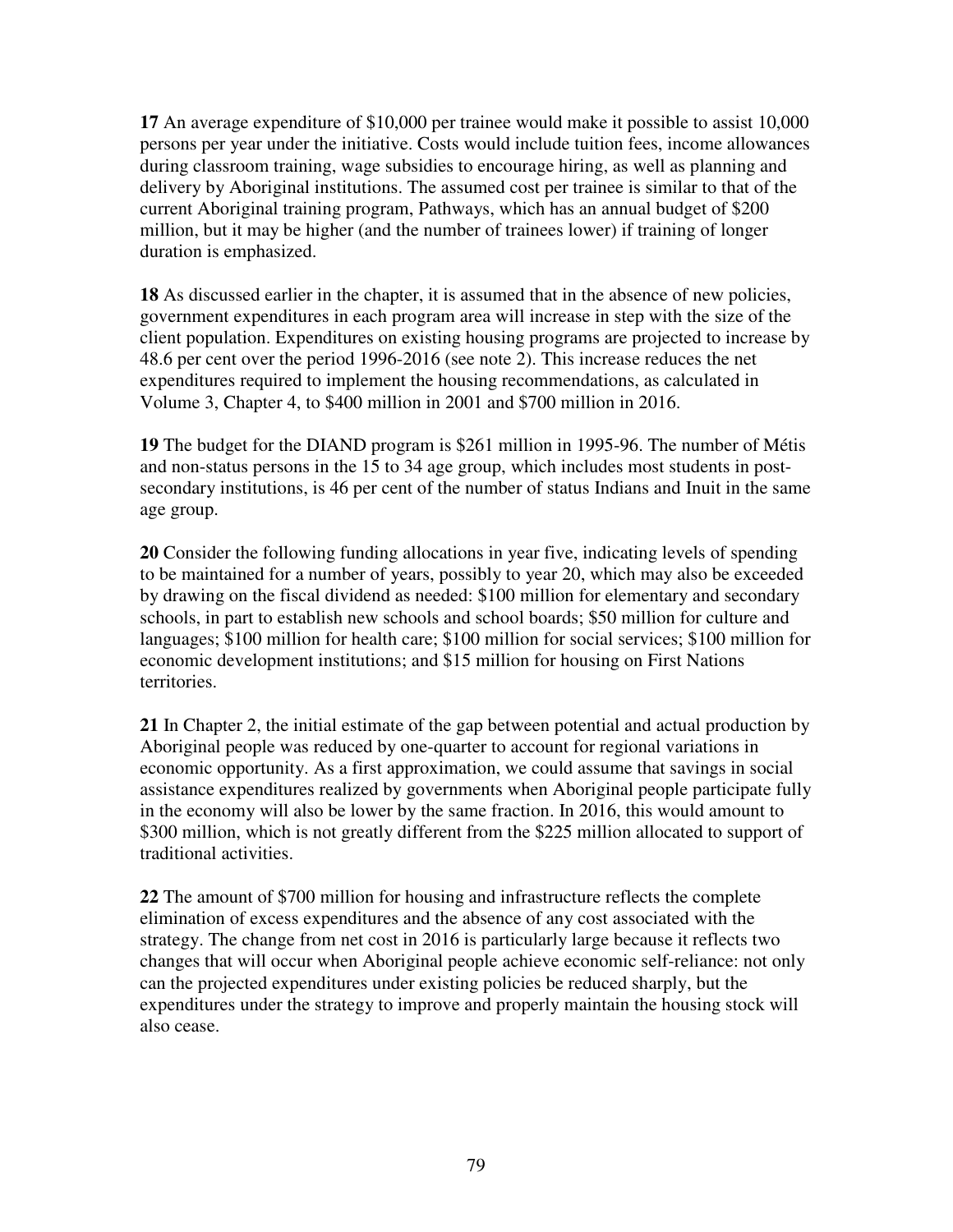**17** An average expenditure of $10,000 per trainee would make it possible to assist 10,000 persons per year under the initiative. Costs would include tuition fees, income allowances during classroom training, wage subsidies to encourage hiring, as well as planning and delivery by Aboriginal institutions. The assumed cost per trainee is similar to that of the current Aboriginal training program, Pathways, which has an annual budget of $200 million, but it may be higher (and the number of trainees lower) if training of longer duration is emphasized.

**18** As discussed earlier in the chapter, it is assumed that in the absence of new policies, government expenditures in each program area will increase in step with the size of the client population. Expenditures on existing housing programs are projected to increase by 48.6 per cent over the period 1996-2016 (see note 2). This increase reduces the net expenditures required to implement the housing recommendations, as calculated in Volume 3, Chapter 4, to $400 million in 2001 and $700 million in 2016.

**19** The budget for the DIAND program is $261 million in 1995-96. The number of Métis and non-status persons in the 15 to 34 age group, which includes most students in post-secondary institutions, is 46 per cent of the number of status Indians and Inuit in the same age group.

**20** Consider the following funding allocations in year five, indicating levels of spending to be maintained for a number of years, possibly to year 20, which may also be exceeded by drawing on the fiscal dividend as needed: $100 million for elementary and secondary schools, in part to establish new schools and school boards; $50 million for culture and languages; $100 million for health care; $100 million for social services; $100 million for economic development institutions; and $15 million for housing on First Nations territories.

**21** In Chapter 2, the initial estimate of the gap between potential and actual production by Aboriginal people was reduced by one-quarter to account for regional variations in economic opportunity. As a first approximation, we could assume that savings in social assistance expenditures realized by governments when Aboriginal people participate fully in the economy will also be lower by the same fraction. In 2016, this would amount to $300 million, which is not greatly different from the $225 million allocated to support of traditional activities.

**22** The amount of $700 million for housing and infrastructure reflects the complete elimination of excess expenditures and the absence of any cost associated with the strategy. The change from net cost in 2016 is particularly large because it reflects two changes that will occur when Aboriginal people achieve economic self-reliance: not only can the projected expenditures under existing policies be reduced sharply, but the expenditures under the strategy to improve and properly maintain the housing stock will also cease.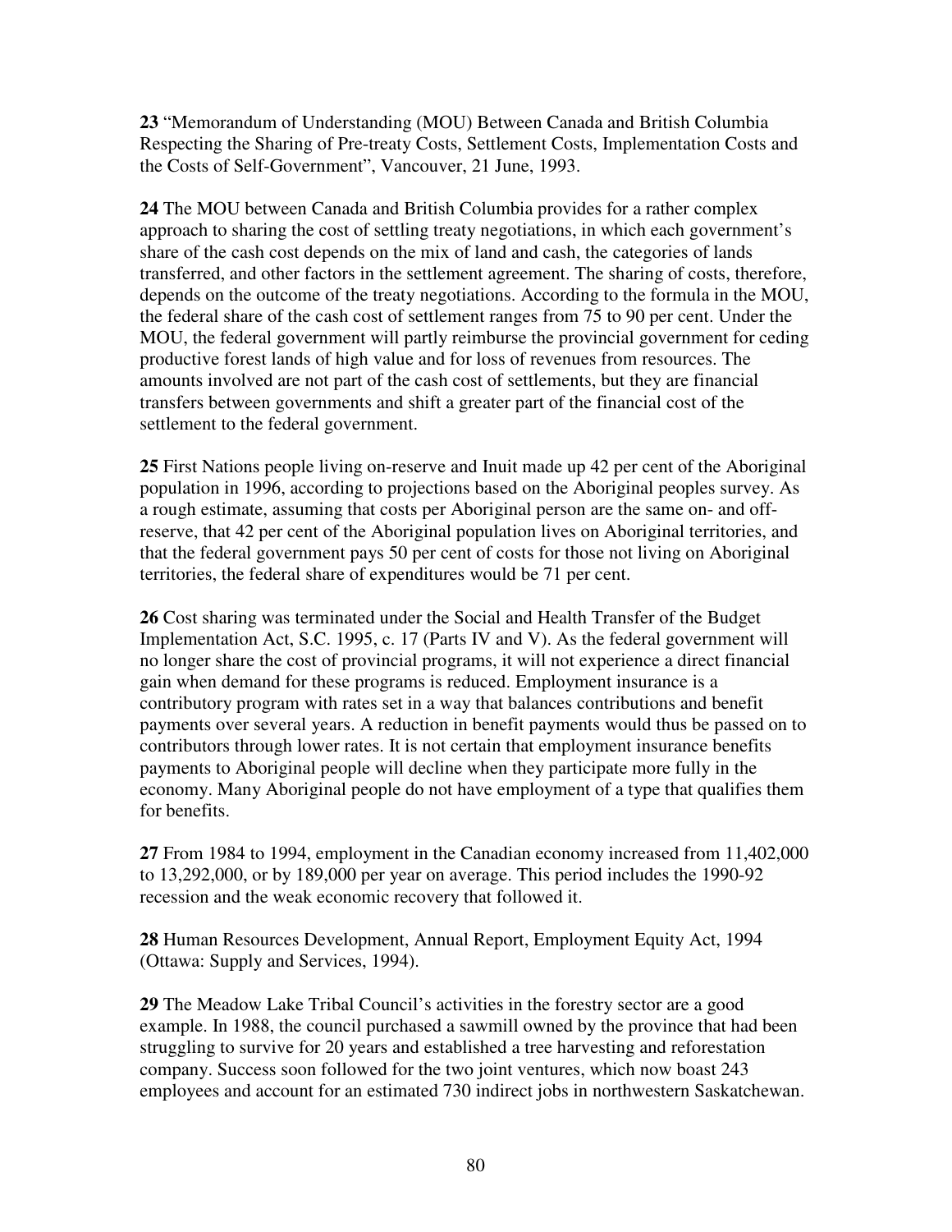**23** "Memorandum of Understanding (MOU) Between Canada and British Columbia Respecting the Sharing of Pre-treaty Costs, Settlement Costs, Implementation Costs and the Costs of Self-Government", Vancouver, 21 June, 1993.

**24** The MOU between Canada and British Columbia provides for a rather complex approach to sharing the cost of settling treaty negotiations, in which each government's share of the cash cost depends on the mix of land and cash, the categories of lands transferred, and other factors in the settlement agreement. The sharing of costs, therefore, depends on the outcome of the treaty negotiations. According to the formula in the MOU, the federal share of the cash cost of settlement ranges from 75 to 90 per cent. Under the MOU, the federal government will partly reimburse the provincial government for ceding productive forest lands of high value and for loss of revenues from resources. The amounts involved are not part of the cash cost of settlements, but they are financial transfers between governments and shift a greater part of the financial cost of the settlement to the federal government.

**25** First Nations people living on-reserve and Inuit made up 42 per cent of the Aboriginal population in 1996, according to projections based on the Aboriginal peoples survey. As a rough estimate, assuming that costs per Aboriginal person are the same on- and off-reserve, that 42 per cent of the Aboriginal population lives on Aboriginal territories, and that the federal government pays 50 per cent of costs for those not living on Aboriginal territories, the federal share of expenditures would be 71 per cent.

**26** Cost sharing was terminated under the Social and Health Transfer of the Budget Implementation Act, S.C. 1995, c. 17 (Parts IV and V). As the federal government will no longer share the cost of provincial programs, it will not experience a direct financial gain when demand for these programs is reduced. Employment insurance is a contributory program with rates set in a way that balances contributions and benefit payments over several years. A reduction in benefit payments would thus be passed on to contributors through lower rates. It is not certain that employment insurance benefits payments to Aboriginal people will decline when they participate more fully in the economy. Many Aboriginal people do not have employment of a type that qualifies them for benefits.

**27** From 1984 to 1994, employment in the Canadian economy increased from 11,402,000 to 13,292,000, or by 189,000 per year on average. This period includes the 1990-92 recession and the weak economic recovery that followed it.

**28** Human Resources Development, Annual Report, Employment Equity Act, 1994 (Ottawa: Supply and Services, 1994).

**29** The Meadow Lake Tribal Council's activities in the forestry sector are a good example. In 1988, the council purchased a sawmill owned by the province that had been struggling to survive for 20 years and established a tree harvesting and reforestation company. Success soon followed for the two joint ventures, which now boast 243 employees and account for an estimated 730 indirect jobs in northwestern Saskatchewan.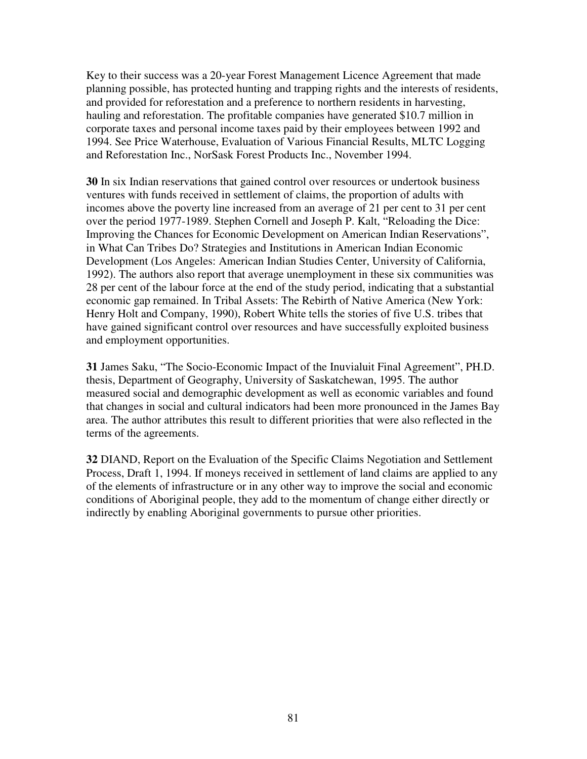Key to their success was a 20-year Forest Management Licence Agreement that made planning possible, has protected hunting and trapping rights and the interests of residents, and provided for reforestation and a preference to northern residents in harvesting, hauling and reforestation. The profitable companies have generated $10.7 million in corporate taxes and personal income taxes paid by their employees between 1992 and 1994. See Price Waterhouse, Evaluation of Various Financial Results, MLTC Logging and Reforestation Inc., NorSask Forest Products Inc., November 1994.

**30** In six Indian reservations that gained control over resources or undertook business ventures with funds received in settlement of claims, the proportion of adults with incomes above the poverty line increased from an average of 21 per cent to 31 per cent over the period 1977-1989. Stephen Cornell and Joseph P. Kalt, "Reloading the Dice: Improving the Chances for Economic Development on American Indian Reservations", in What Can Tribes Do? Strategies and Institutions in American Indian Economic Development (Los Angeles: American Indian Studies Center, University of California, 1992). The authors also report that average unemployment in these six communities was 28 per cent of the labour force at the end of the study period, indicating that a substantial economic gap remained. In Tribal Assets: The Rebirth of Native America (New York: Henry Holt and Company, 1990), Robert White tells the stories of five U.S. tribes that have gained significant control over resources and have successfully exploited business and employment opportunities.

**31** James Saku, "The Socio-Economic Impact of the Inuvialuit Final Agreement", PH.D. thesis, Department of Geography, University of Saskatchewan, 1995. The author measured social and demographic development as well as economic variables and found that changes in social and cultural indicators had been more pronounced in the James Bay area. The author attributes this result to different priorities that were also reflected in the terms of the agreements.

**32** DIAND, Report on the Evaluation of the Specific Claims Negotiation and Settlement Process, Draft 1, 1994. If moneys received in settlement of land claims are applied to any of the elements of infrastructure or in any other way to improve the social and economic conditions of Aboriginal people, they add to the momentum of change either directly or indirectly by enabling Aboriginal governments to pursue other priorities.